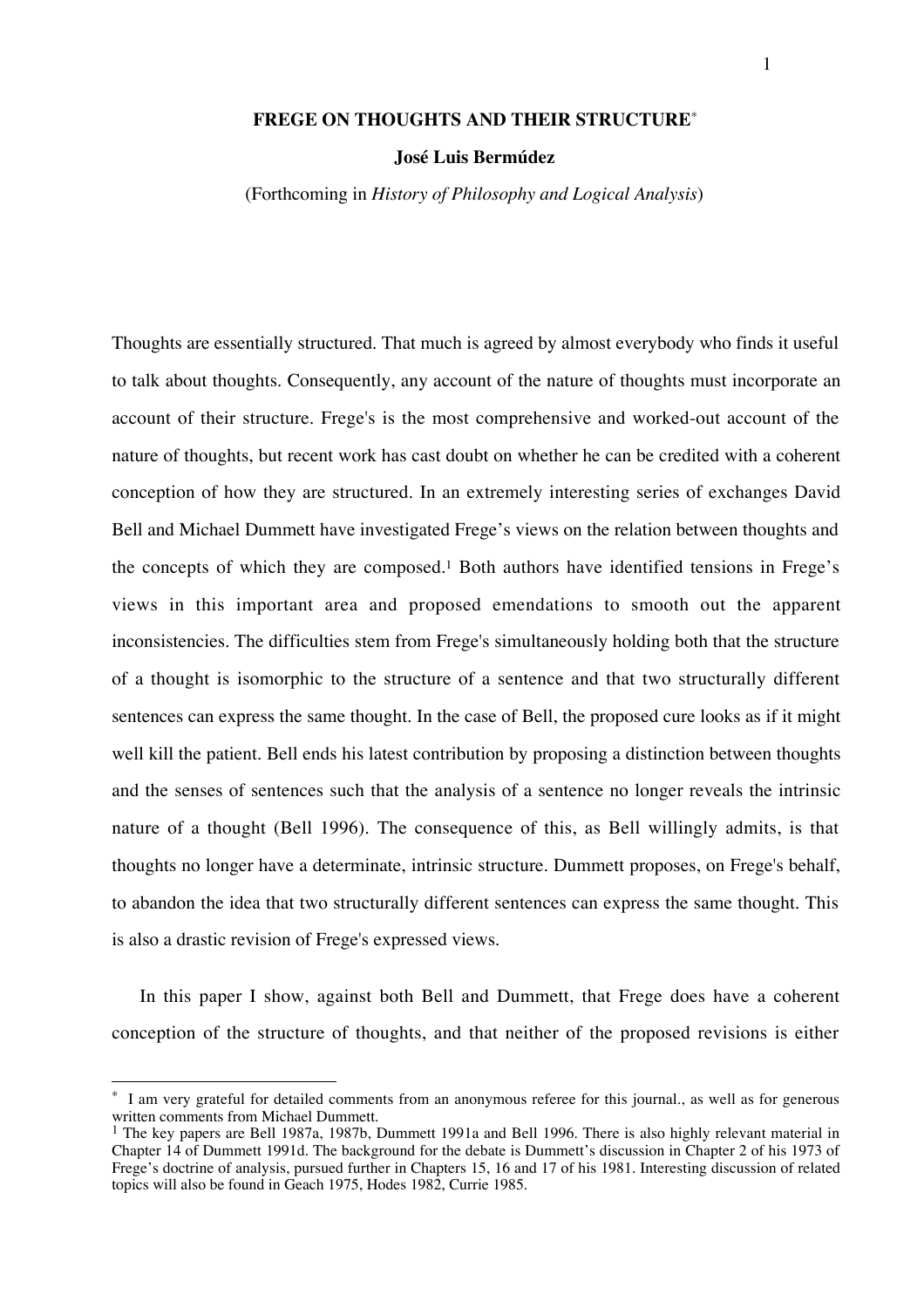# FREGE ON THOUGHTS AND THEIR STRUCTURE*

**José Luis Bermúdez**

(Forthcoming in *History of Philosophy and Logical Analysis*)

Thoughts are essentially structured. That much is agreed by almost everybody who finds it useful to talk about thoughts. Consequently, any account of the nature of thoughts must incorporate an account of their structure. Frege's is the most comprehensive and worked-out account of the nature of thoughts, but recent work has cast doubt on whether he can be credited with a coherent conception of how they are structured. In an extremely interesting series of exchanges David Bell and Michael Dummett have investigated Frege's views on the relation between thoughts and the concepts of which they are composed.[1] Both authors have identified tensions in Frege's views in this important area and proposed emendations to smooth out the apparent inconsistencies. The difficulties stem from Frege's simultaneously holding both that the structure of a thought is isomorphic to the structure of a sentence and that two structurally different sentences can express the same thought. In the case of Bell, the proposed cure looks as if it might well kill the patient. Bell ends his latest contribution by proposing a distinction between thoughts and the senses of sentences such that the analysis of a sentence no longer reveals the intrinsic nature of a thought (Bell 1996). The consequence of this, as Bell willingly admits, is that thoughts no longer have a determinate, intrinsic structure. Dummett proposes, on Frege's behalf, to abandon the idea that two structurally different sentences can express the same thought. This is also a drastic revision of Frege's expressed views.

In this paper I show, against both Bell and Dummett, that Frege does have a coherent conception of the structure of thoughts, and that neither of the proposed revisions is either

---

\* I am very grateful for detailed comments from an anonymous referee for this journal., as well as for generous written comments from Michael Dummett.

[1] The key papers are Bell 1987a, 1987b, Dummett 1991a and Bell 1996. There is also highly relevant material in Chapter 14 of Dummett 1991d. The background for the debate is Dummett's discussion in Chapter 2 of his 1973 of Frege's doctrine of analysis, pursued further in Chapters 15, 16 and 17 of his 1981. Interesting discussion of related topics will also be found in Geach 1975, Hodes 1982, Currie 1985.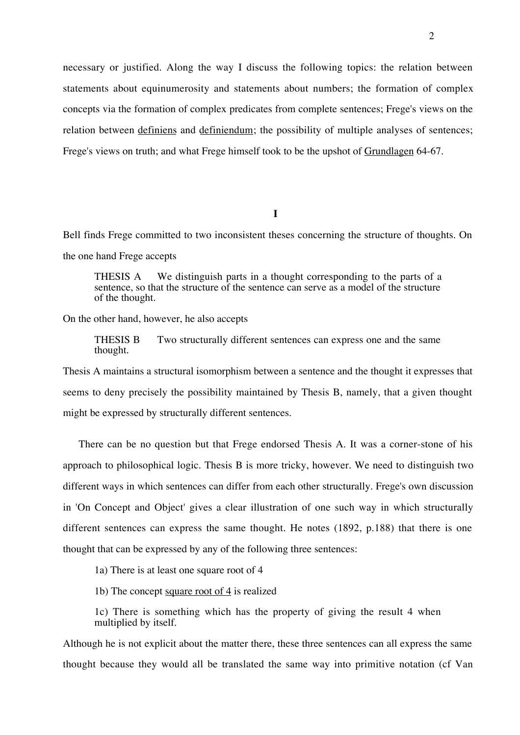necessary or justified. Along the way I discuss the following topics: the relation between statements about equinumerosity and statements about numbers; the formation of complex concepts via the formation of complex predicates from complete sentences; Frege's views on the relation between _definiens_ and _definiendum_; the possibility of multiple analyses of sentences; Frege's views on truth; and what Frege himself took to be the upshot of _Grundlagen_ 64-67.

## I

Bell finds Frege committed to two inconsistent theses concerning the structure of thoughts. On the one hand Frege accepts

> THESIS A  We distinguish parts in a thought corresponding to the parts of a sentence, so that the structure of the sentence can serve as a model of the structure of the thought.

On the other hand, however, he also accepts

> THESIS B  Two structurally different sentences can express one and the same thought.

Thesis A maintains a structural isomorphism between a sentence and the thought it expresses that seems to deny precisely the possibility maintained by Thesis B, namely, that a given thought might be expressed by structurally different sentences.

There can be no question but that Frege endorsed Thesis A. It was a corner-stone of his approach to philosophical logic. Thesis B is more tricky, however. We need to distinguish two different ways in which sentences can differ from each other structurally. Frege's own discussion in 'On Concept and Object' gives a clear illustration of one such way in which structurally different sentences can express the same thought. He notes (1892, p.188) that there is one thought that can be expressed by any of the following three sentences:

> 1a) There is at least one square root of 4
>
> 1b) The concept _square root of 4_ is realized
>
> 1c) There is something which has the property of giving the result 4 when multiplied by itself.

Although he is not explicit about the matter there, these three sentences can all express the same thought because they would all be translated the same way into primitive notation (cf Van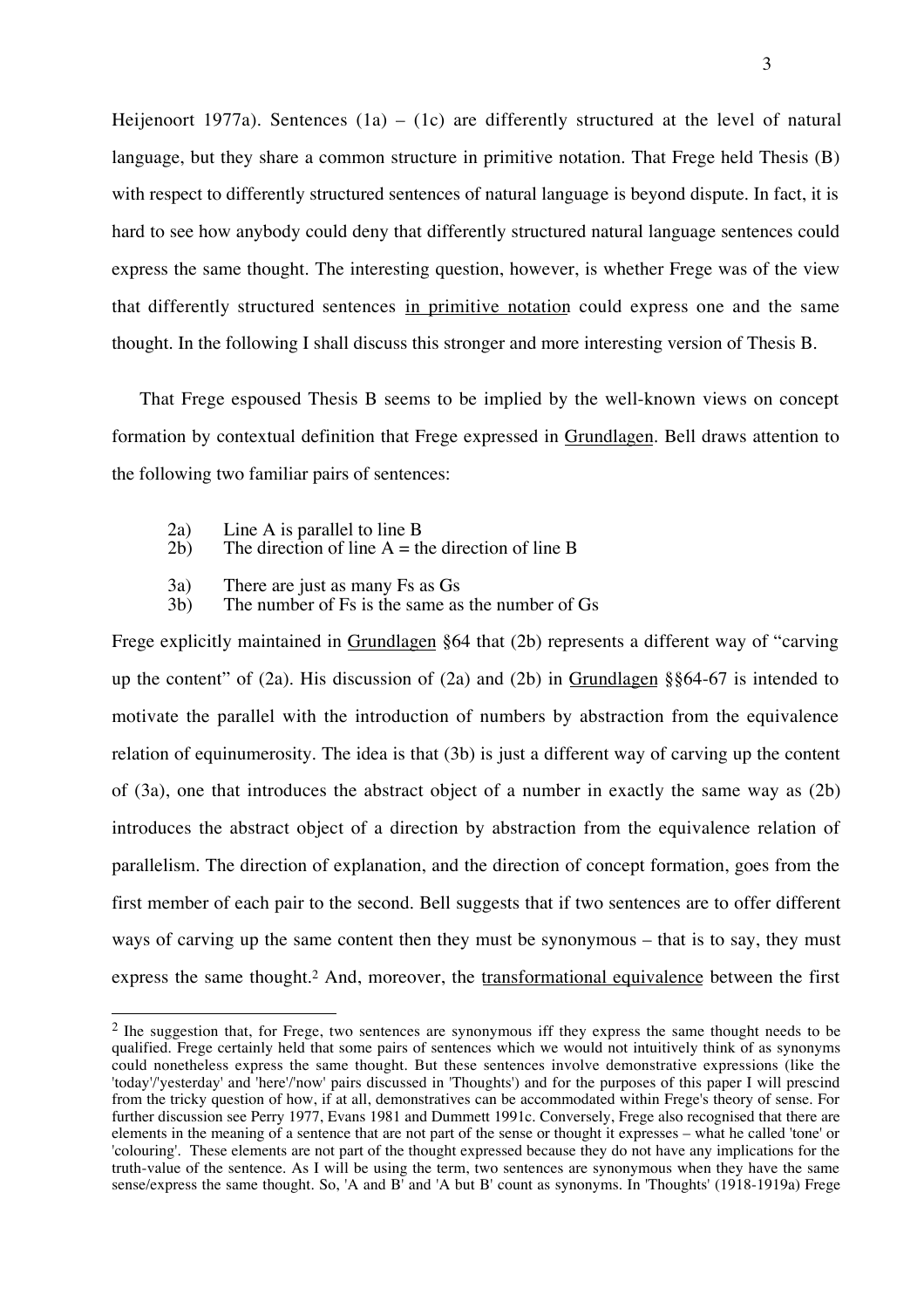Heijenoort 1977a). Sentences (1a) – (1c) are differently structured at the level of natural language, but they share a common structure in primitive notation. That Frege held Thesis (B) with respect to differently structured sentences of natural language is beyond dispute. In fact, it is hard to see how anybody could deny that differently structured natural language sentences could express the same thought. The interesting question, however, is whether Frege was of the view that differently structured sentences <u>in primitive notation</u> could express one and the same thought. In the following I shall discuss this stronger and more interesting version of Thesis B.

That Frege espoused Thesis B seems to be implied by the well-known views on concept formation by contextual definition that Frege expressed in <u>Grundlagen</u>. Bell draws attention to the following two familiar pairs of sentences:

2a) Line A is parallel to line B
2b) The direction of line A = the direction of line B

3a) There are just as many Fs as Gs
3b) The number of Fs is the same as the number of Gs

Frege explicitly maintained in <u>Grundlagen</u> §64 that (2b) represents a different way of "carving up the content" of (2a). His discussion of (2a) and (2b) in <u>Grundlagen</u> §§64-67 is intended to motivate the parallel with the introduction of numbers by abstraction from the equivalence relation of equinumerosity. The idea is that (3b) is just a different way of carving up the content of (3a), one that introduces the abstract object of a number in exactly the same way as (2b) introduces the abstract object of a direction by abstraction from the equivalence relation of parallelism. The direction of explanation, and the direction of concept formation, goes from the first member of each pair to the second. Bell suggests that if two sentences are to offer different ways of carving up the same content then they must be synonymous – that is to say, they must express the same thought.[2] And, moreover, the <u>transformational equivalence</u> between the first

[2] The suggestion that, for Frege, two sentences are synonymous iff they express the same thought needs to be qualified. Frege certainly held that some pairs of sentences which we would not intuitively think of as synonyms could nonetheless express the same thought. But these sentences involve demonstrative expressions (like the 'today'/'yesterday' and 'here'/'now' pairs discussed in 'Thoughts') and for the purposes of this paper I will prescind from the tricky question of how, if at all, demonstratives can be accommodated within Frege's theory of sense. For further discussion see Perry 1977, Evans 1981 and Dummett 1991c. Conversely, Frege also recognised that there are elements in the meaning of a sentence that are not part of the sense or thought it expresses – what he called 'tone' or 'colouring'. These elements are not part of the thought expressed because they do not have any implications for the truth-value of the sentence. As I will be using the term, two sentences are synonymous when they have the same sense/express the same thought. So, 'A and B' and 'A but B' count as synonyms. In 'Thoughts' (1918-1919a) Frege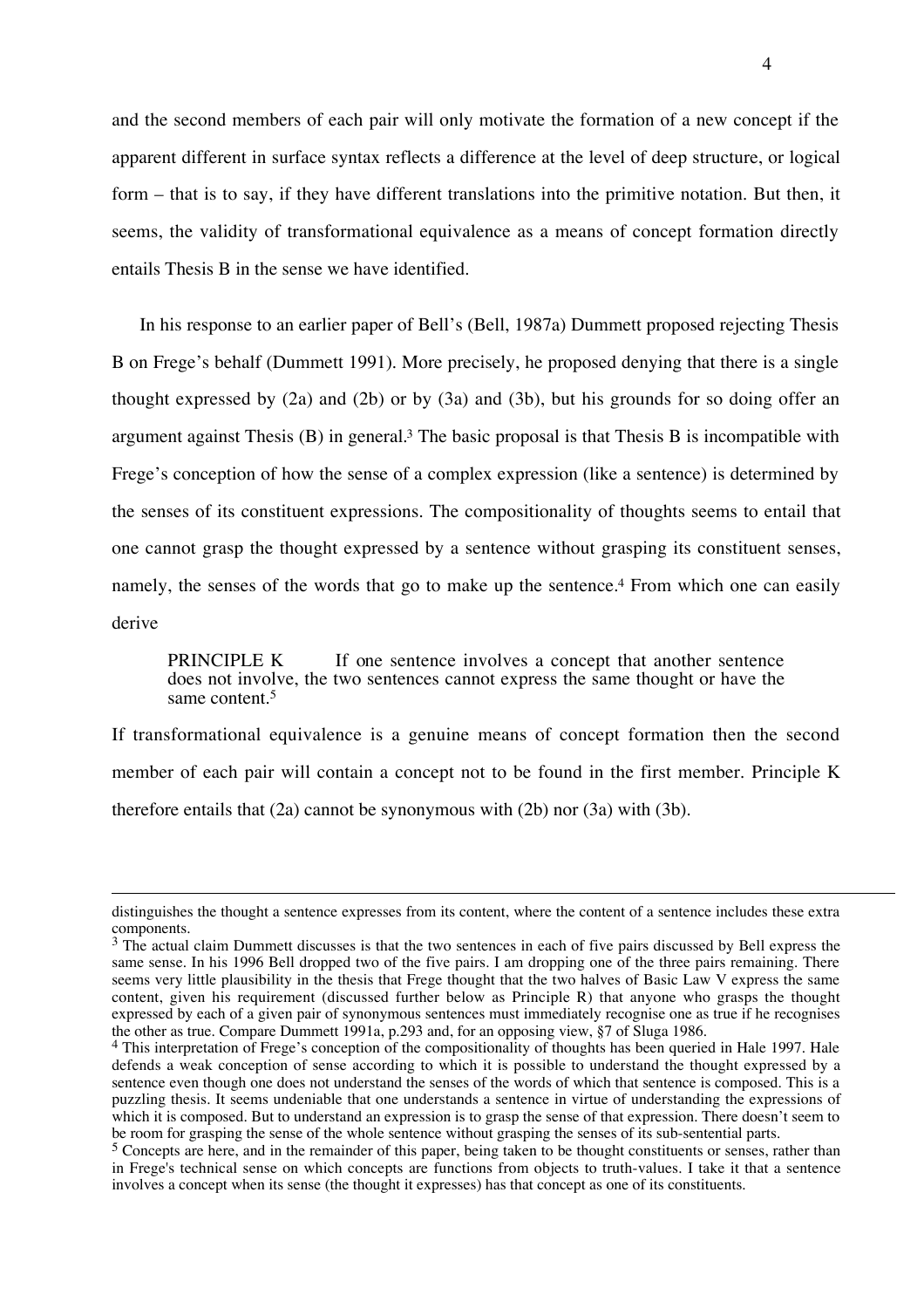and the second members of each pair will only motivate the formation of a new concept if the apparent different in surface syntax reflects a difference at the level of deep structure, or logical form – that is to say, if they have different translations into the primitive notation. But then, it seems, the validity of transformational equivalence as a means of concept formation directly entails Thesis B in the sense we have identified.

In his response to an earlier paper of Bell's (Bell, 1987a) Dummett proposed rejecting Thesis B on Frege's behalf (Dummett 1991). More precisely, he proposed denying that there is a single thought expressed by (2a) and (2b) or by (3a) and (3b), but his grounds for so doing offer an argument against Thesis (B) in general.[3] The basic proposal is that Thesis B is incompatible with Frege's conception of how the sense of a complex expression (like a sentence) is determined by the senses of its constituent expressions. The compositionality of thoughts seems to entail that one cannot grasp the thought expressed by a sentence without grasping its constituent senses, namely, the senses of the words that go to make up the sentence.[4] From which one can easily derive

> PRINCIPLE K  If one sentence involves a concept that another sentence does not involve, the two sentences cannot express the same thought or have the same content.[5]

If transformational equivalence is a genuine means of concept formation then the second member of each pair will contain a concept not to be found in the first member. Principle K therefore entails that (2a) cannot be synonymous with (2b) nor (3a) with (3b).

---

distinguishes the thought a sentence expresses from its content, where the content of a sentence includes these extra components.

[3] The actual claim Dummett discusses is that the two sentences in each of five pairs discussed by Bell express the same sense. In his 1996 Bell dropped two of the five pairs. I am dropping one of the three pairs remaining. There seems very little plausibility in the thesis that Frege thought that the two halves of Basic Law V express the same content, given his requirement (discussed further below as Principle R) that anyone who grasps the thought expressed by each of a given pair of synonymous sentences must immediately recognise one as true if he recognises the other as true. Compare Dummett 1991a, p.293 and, for an opposing view, §7 of Sluga 1986.

[4] This interpretation of Frege's conception of the compositionality of thoughts has been queried in Hale 1997. Hale defends a weak conception of sense according to which it is possible to understand the thought expressed by a sentence even though one does not understand the senses of the words of which that sentence is composed. This is a puzzling thesis. It seems undeniable that one understands a sentence in virtue of understanding the expressions of which it is composed. But to understand an expression is to grasp the sense of that expression. There doesn't seem to be room for grasping the sense of the whole sentence without grasping the senses of its sub-sentential parts.

[5] Concepts are here, and in the remainder of this paper, being taken to be thought constituents or senses, rather than in Frege's technical sense on which concepts are functions from objects to truth-values. I take it that a sentence involves a concept when its sense (the thought it expresses) has that concept as one of its constituents.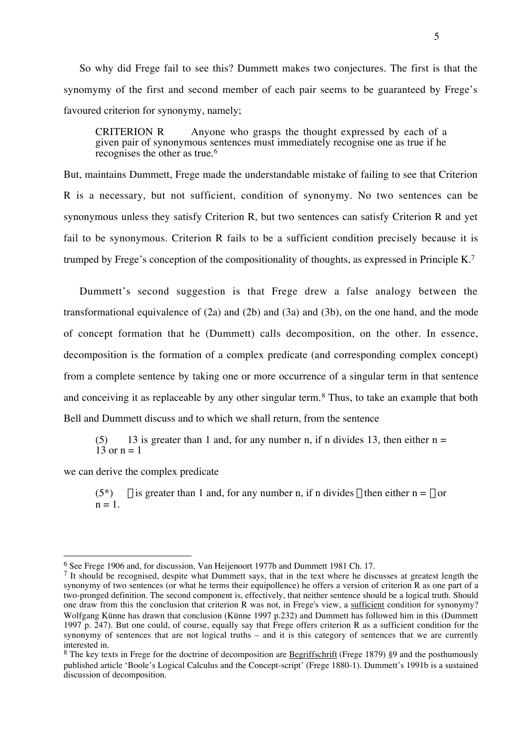So why did Frege fail to see this? Dummett makes two conjectures. The first is that the synomymy of the first and second member of each pair seems to be guaranteed by Frege's favoured criterion for synonymy, namely;

> CRITERION R Anyone who grasps the thought expressed by each of a given pair of synonymous sentences must immediately recognise one as true if he recognises the other as true.[6]

But, maintains Dummett, Frege made the understandable mistake of failing to see that Criterion R is a necessary, but not sufficient, condition of synonymy. No two sentences can be synonymous unless they satisfy Criterion R, but two sentences can satisfy Criterion R and yet fail to be synonymous. Criterion R fails to be a sufficient condition precisely because it is trumped by Frege's conception of the compositionality of thoughts, as expressed in Principle K.[7]

Dummett's second suggestion is that Frege drew a false analogy between the transformational equivalence of (2a) and (2b) and (3a) and (3b), on the one hand, and the mode of concept formation that he (Dummett) calls decomposition, on the other. In essence, decomposition is the formation of a complex predicate (and corresponding complex concept) from a complete sentence by taking one or more occurrence of a singular term in that sentence and conceiving it as replaceable by any other singular term.[8] Thus, to take an example that both Bell and Dummett discuss and to which we shall return, from the sentence

> (5) 13 is greater than 1 and, for any number n, if n divides 13, then either n = 13 or n = 1

we can derive the complex predicate

> (5*) ξ is greater than 1 and, for any number n, if n divides ξ then either n = ξ or n = 1.

---

[6] See Frege 1906 and, for discussion, Van Heijenoort 1977b and Dummett 1981 Ch. 17.

[7] It should be recognised, despite what Dummett says, that in the text where he discusses at greatest length the synonymy of two sentences (or what he terms their equipollence) he offers a version of criterion R as one part of a two-pronged definition. The second component is, effectively, that neither sentence should be a logical truth. Should one draw from this the conclusion that criterion R was not, in Frege's view, a <u>sufficient</u> condition for synonymy? Wolfgang Künne has drawn that conclusion (Künne 1997 p.232) and Dummett has followed him in this (Dummett 1997 p. 247). But one could, of course, equally say that Frege offers criterion R as a sufficient condition for the synonymy of sentences that are not logical truths – and it is this category of sentences that we are currently interested in.

[8] The key texts in Frege for the doctrine of decomposition are <u>Begriffschrift</u> (Frege 1879) §9 and the posthumously published article 'Boole's Logical Calculus and the Concept-script' (Frege 1880-1). Dummett's 1991b is a sustained discussion of decomposition.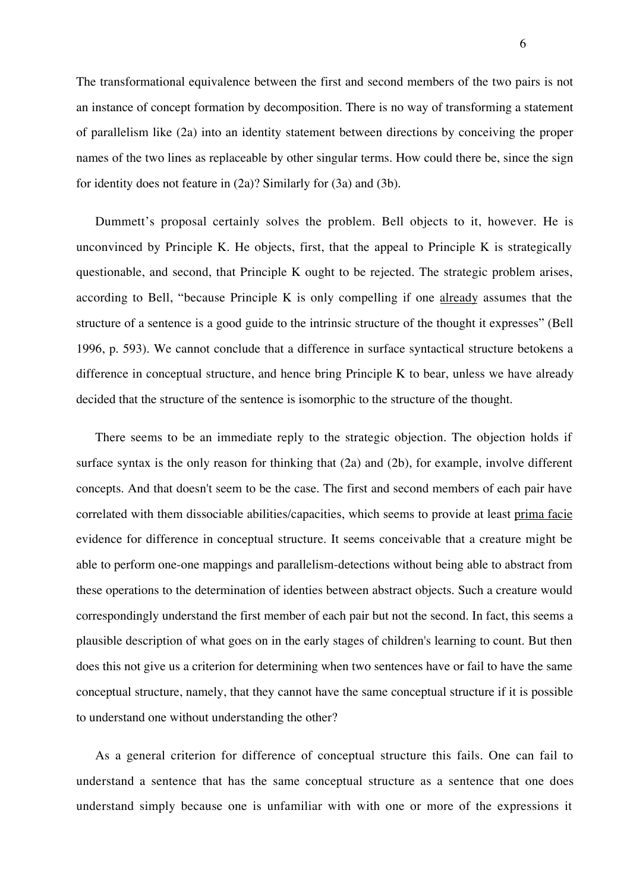The transformational equivalence between the first and second members of the two pairs is not an instance of concept formation by decomposition. There is no way of transforming a statement of parallelism like (2a) into an identity statement between directions by conceiving the proper names of the two lines as replaceable by other singular terms. How could there be, since the sign for identity does not feature in (2a)? Similarly for (3a) and (3b).

Dummett's proposal certainly solves the problem. Bell objects to it, however. He is unconvinced by Principle K. He objects, first, that the appeal to Principle K is strategically questionable, and second, that Principle K ought to be rejected. The strategic problem arises, according to Bell, "because Principle K is only compelling if one already assumes that the structure of a sentence is a good guide to the intrinsic structure of the thought it expresses" (Bell 1996, p. 593). We cannot conclude that a difference in surface syntactical structure betokens a difference in conceptual structure, and hence bring Principle K to bear, unless we have already decided that the structure of the sentence is isomorphic to the structure of the thought.

There seems to be an immediate reply to the strategic objection. The objection holds if surface syntax is the only reason for thinking that (2a) and (2b), for example, involve different concepts. And that doesn't seem to be the case. The first and second members of each pair have correlated with them dissociable abilities/capacities, which seems to provide at least prima facie evidence for difference in conceptual structure. It seems conceivable that a creature might be able to perform one-one mappings and parallelism-detections without being able to abstract from these operations to the determination of identies between abstract objects. Such a creature would correspondingly understand the first member of each pair but not the second. In fact, this seems a plausible description of what goes on in the early stages of children's learning to count. But then does this not give us a criterion for determining when two sentences have or fail to have the same conceptual structure, namely, that they cannot have the same conceptual structure if it is possible to understand one without understanding the other?

As a general criterion for difference of conceptual structure this fails. One can fail to understand a sentence that has the same conceptual structure as a sentence that one does understand simply because one is unfamiliar with with one or more of the expressions it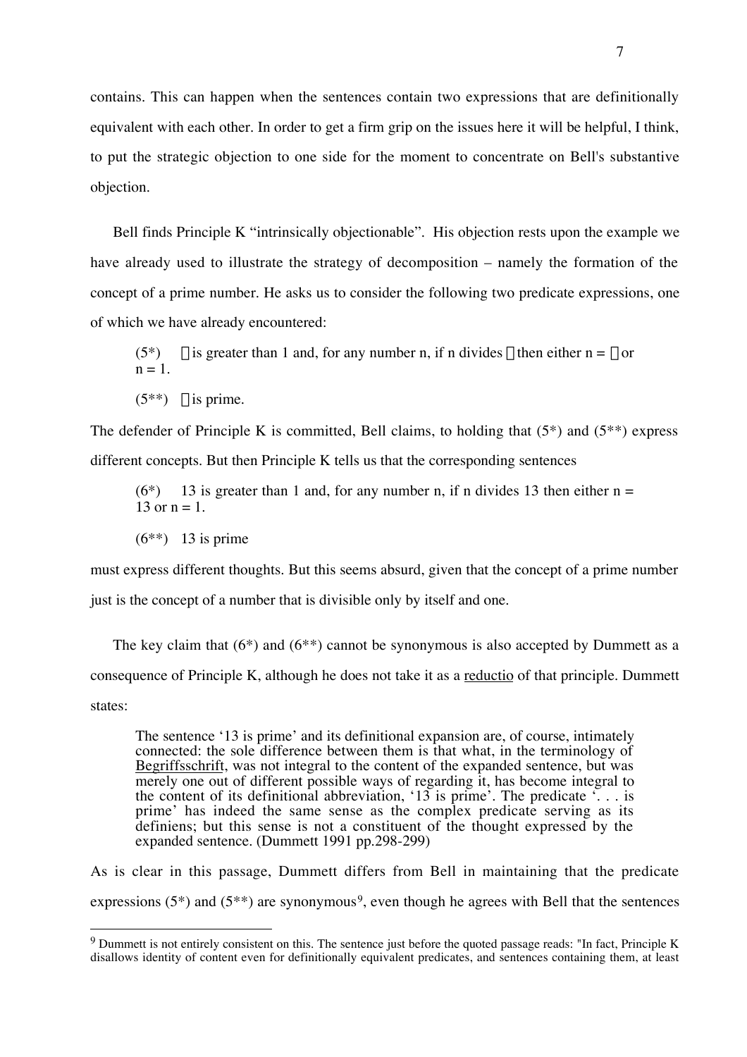contains. This can happen when the sentences contain two expressions that are definitionally equivalent with each other. In order to get a firm grip on the issues here it will be helpful, I think, to put the strategic objection to one side for the moment to concentrate on Bell's substantive objection.

Bell finds Principle K "intrinsically objectionable". His objection rests upon the example we have already used to illustrate the strategy of decomposition – namely the formation of the concept of a prime number. He asks us to consider the following two predicate expressions, one of which we have already encountered:

> (5*) $\xi$ is greater than 1 and, for any number n, if n divides $\xi$ then either n = $\xi$ or n = 1.
>
> (5**) $\xi$ is prime.

The defender of Principle K is committed, Bell claims, to holding that (5*) and (5**) express different concepts. But then Principle K tells us that the corresponding sentences

> (6*) 13 is greater than 1 and, for any number n, if n divides 13 then either n = 13 or n = 1.
>
> (6**) 13 is prime

must express different thoughts. But this seems absurd, given that the concept of a prime number just is the concept of a number that is divisible only by itself and one.

The key claim that (6*) and (6**) cannot be synonymous is also accepted by Dummett as a consequence of Principle K, although he does not take it as a reductio of that principle. Dummett states:

> The sentence '13 is prime' and its definitional expansion are, of course, intimately connected: the sole difference between them is that what, in the terminology of Begriffsschrift, was not integral to the content of the expanded sentence, but was merely one out of different possible ways of regarding it, has become integral to the content of its definitional abbreviation, '13 is prime'. The predicate '. . . is prime' has indeed the same sense as the complex predicate serving as its definiens; but this sense is not a constituent of the thought expressed by the expanded sentence. (Dummett 1991 pp.298-299)

As is clear in this passage, Dummett differs from Bell in maintaining that the predicate expressions (5*) and (5**) are synonymous[9], even though he agrees with Bell that the sentences

[9] Dummett is not entirely consistent on this. The sentence just before the quoted passage reads: "In fact, Principle K disallows identity of content even for definitionally equivalent predicates, and sentences containing them, at least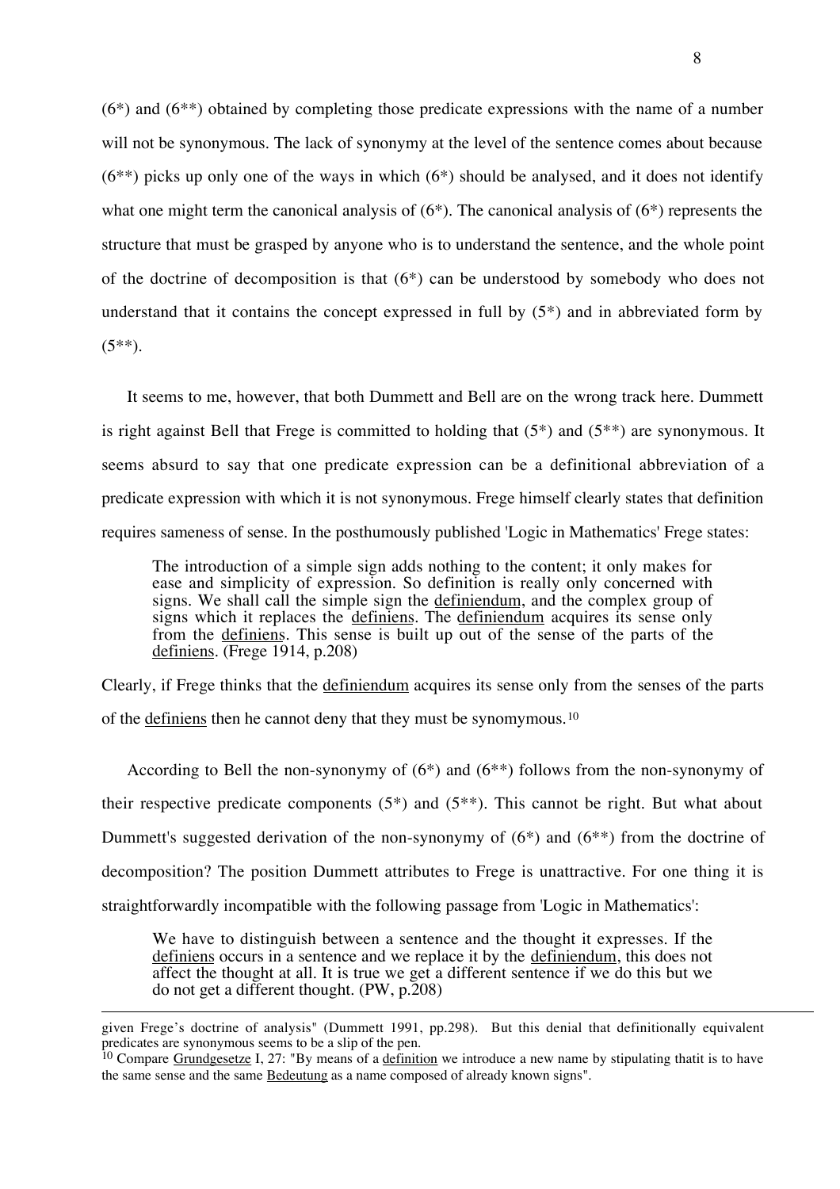(6*) and (6**) obtained by completing those predicate expressions with the name of a number will not be synonymous. The lack of synonymy at the level of the sentence comes about because (6**) picks up only one of the ways in which (6*) should be analysed, and it does not identify what one might term the canonical analysis of (6*). The canonical analysis of (6*) represents the structure that must be grasped by anyone who is to understand the sentence, and the whole point of the doctrine of decomposition is that (6*) can be understood by somebody who does not understand that it contains the concept expressed in full by (5*) and in abbreviated form by (5**).

It seems to me, however, that both Dummett and Bell are on the wrong track here. Dummett is right against Bell that Frege is committed to holding that (5*) and (5**) are synonymous. It seems absurd to say that one predicate expression can be a definitional abbreviation of a predicate expression with which it is not synonymous. Frege himself clearly states that definition requires sameness of sense. In the posthumously published 'Logic in Mathematics' Frege states:

> The introduction of a simple sign adds nothing to the content; it only makes for ease and simplicity of expression. So definition is really only concerned with signs. We shall call the simple sign the <u>definiendum</u>, and the complex group of signs which it replaces the <u>definiens</u>. The <u>definiendum</u> acquires its sense only from the <u>definiens</u>. This sense is built up out of the sense of the parts of the <u>definiens</u>. (Frege 1914, p.208)

Clearly, if Frege thinks that the <u>definiendum</u> acquires its sense only from the senses of the parts of the <u>definiens</u> then he cannot deny that they must be synomymous.[10]

According to Bell the non-synonymy of (6*) and (6**) follows from the non-synonymy of their respective predicate components (5*) and (5**). This cannot be right. But what about Dummett's suggested derivation of the non-synonymy of (6*) and (6**) from the doctrine of decomposition? The position Dummett attributes to Frege is unattractive. For one thing it is straightforwardly incompatible with the following passage from 'Logic in Mathematics':

> We have to distinguish between a sentence and the thought it expresses. If the <u>definiens</u> occurs in a sentence and we replace it by the <u>definiendum</u>, this does not affect the thought at all. It is true we get a different sentence if we do this but we do not get a different thought. (PW, p.208)

---

given Frege's doctrine of analysis" (Dummett 1991, pp.298). But this denial that definitionally equivalent predicates are synonymous seems to be a slip of the pen.

[10] Compare <u>Grundgesetze</u> I, 27: "By means of a <u>definition</u> we introduce a new name by stipulating thatit is to have the same sense and the same <u>Bedeutung</u> as a name composed of already known signs".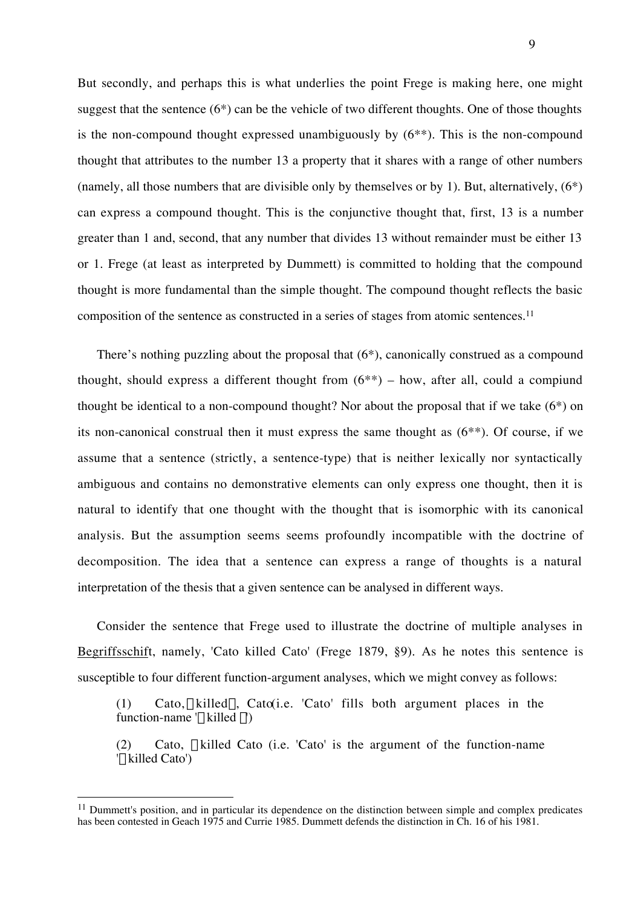But secondly, and perhaps this is what underlies the point Frege is making here, one might suggest that the sentence (6*) can be the vehicle of two different thoughts. One of those thoughts is the non-compound thought expressed unambiguously by (6**). This is the non-compound thought that attributes to the number 13 a property that it shares with a range of other numbers (namely, all those numbers that are divisible only by themselves or by 1). But, alternatively, (6*) can express a compound thought. This is the conjunctive thought that, first, 13 is a number greater than 1 and, second, that any number that divides 13 without remainder must be either 13 or 1. Frege (at least as interpreted by Dummett) is committed to holding that the compound thought is more fundamental than the simple thought. The compound thought reflects the basic composition of the sentence as constructed in a series of stages from atomic sentences.[11]

There's nothing puzzling about the proposal that (6*), canonically construed as a compound thought, should express a different thought from (6**) – how, after all, could a compiund thought be identical to a non-compound thought? Nor about the proposal that if we take (6*) on its non-canonical construal then it must express the same thought as (6**). Of course, if we assume that a sentence (strictly, a sentence-type) that is neither lexically nor syntactically ambiguous and contains no demonstrative elements can only express one thought, then it is natural to identify that one thought with the thought that is isomorphic with its canonical analysis. But the assumption seems seems profoundly incompatible with the doctrine of decomposition. The idea that a sentence can express a range of thoughts is a natural interpretation of the thesis that a given sentence can be analysed in different ways.

Consider the sentence that Frege used to illustrate the doctrine of multiple analyses in Begriffsschift, namely, 'Cato killed Cato' (Frege 1879, §9). As he notes this sentence is susceptible to four different function-argument analyses, which we might convey as follows:

> (1) Cato, ξ killed ζ, Cato (i.e. 'Cato' fills both argument places in the function-name 'ξ killed ζ')
>
> (2) Cato, ξ killed Cato (i.e. 'Cato' is the argument of the function-name 'ξ killed Cato')

[11] Dummett's position, and in particular its dependence on the distinction between simple and complex predicates has been contested in Geach 1975 and Currie 1985. Dummett defends the distinction in Ch. 16 of his 1981.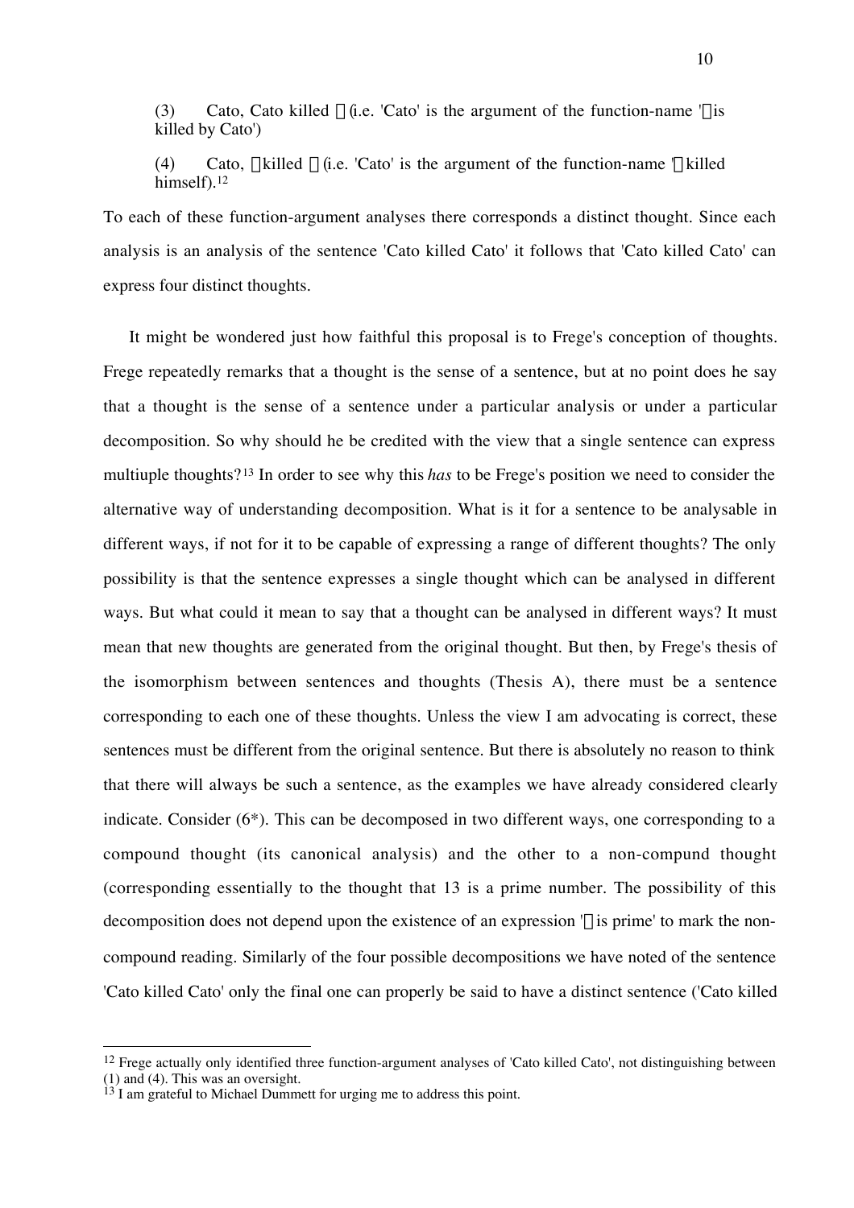(3) Cato, Cato killed ξ (i.e. 'Cato' is the argument of the function-name 'ξ is killed by Cato')

(4) Cato, ξ killed ξ (i.e. 'Cato' is the argument of the function-name 'ξ killed himself).[12]

To each of these function-argument analyses there corresponds a distinct thought. Since each analysis is an analysis of the sentence 'Cato killed Cato' it follows that 'Cato killed Cato' can express four distinct thoughts.

It might be wondered just how faithful this proposal is to Frege's conception of thoughts. Frege repeatedly remarks that a thought is the sense of a sentence, but at no point does he say that a thought is the sense of a sentence under a particular analysis or under a particular decomposition. So why should he be credited with the view that a single sentence can express multiuple thoughts?[13] In order to see why this *has* to be Frege's position we need to consider the alternative way of understanding decomposition. What is it for a sentence to be analysable in different ways, if not for it to be capable of expressing a range of different thoughts? The only possibility is that the sentence expresses a single thought which can be analysed in different ways. But what could it mean to say that a thought can be analysed in different ways? It must mean that new thoughts are generated from the original thought. But then, by Frege's thesis of the isomorphism between sentences and thoughts (Thesis A), there must be a sentence corresponding to each one of these thoughts. Unless the view I am advocating is correct, these sentences must be different from the original sentence. But there is absolutely no reason to think that there will always be such a sentence, as the examples we have already considered clearly indicate. Consider (6*). This can be decomposed in two different ways, one corresponding to a compound thought (its canonical analysis) and the other to a non-compund thought (corresponding essentially to the thought that 13 is a prime number. The possibility of this decomposition does not depend upon the existence of an expression 'ξ is prime' to mark the non-compound reading. Similarly of the four possible decompositions we have noted of the sentence 'Cato killed Cato' only the final one can properly be said to have a distinct sentence ('Cato killed

---

[12] Frege actually only identified three function-argument analyses of 'Cato killed Cato', not distinguishing between (1) and (4). This was an oversight.

[13] I am grateful to Michael Dummett for urging me to address this point.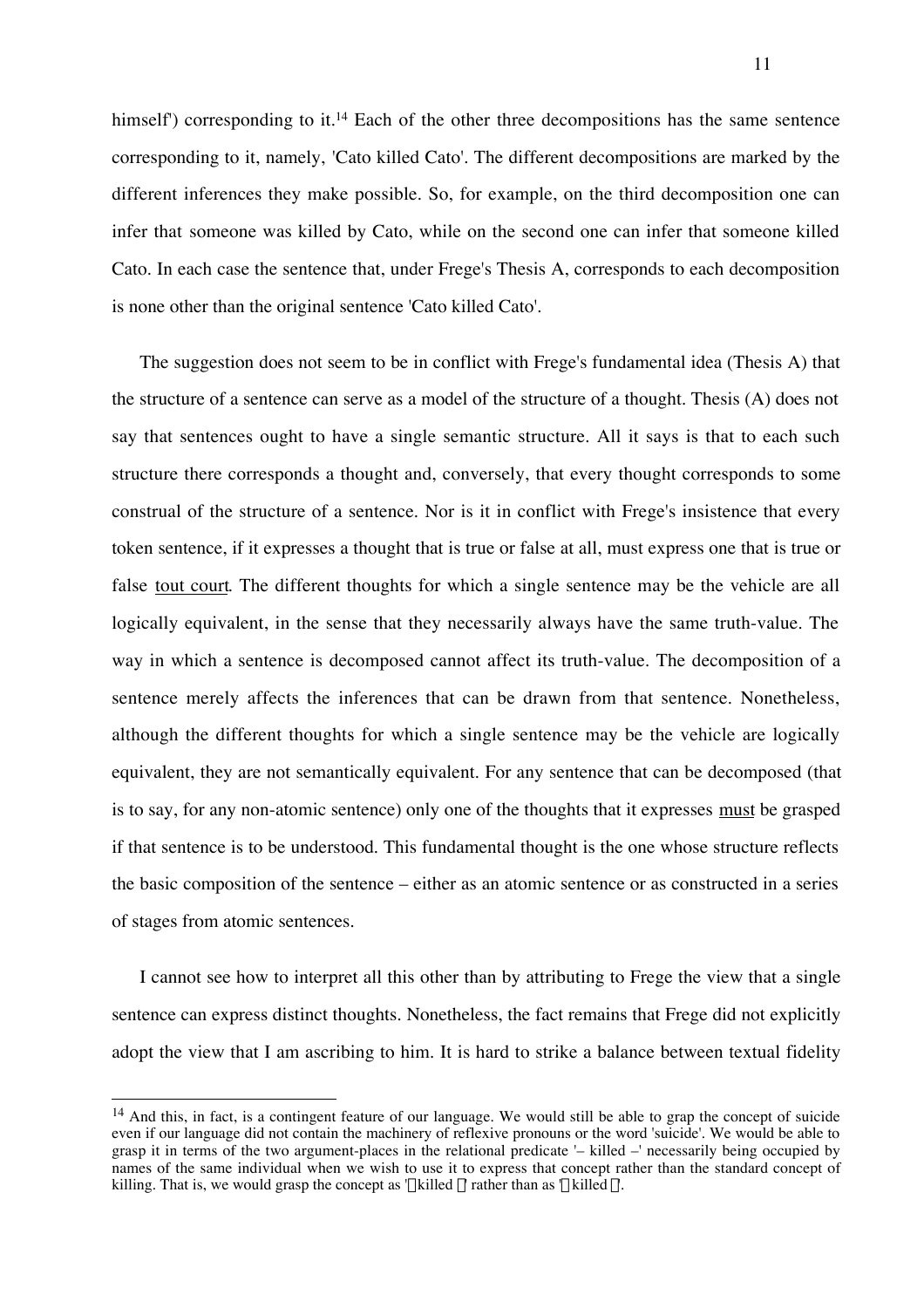himself') corresponding to it.[14] Each of the other three decompositions has the same sentence corresponding to it, namely, 'Cato killed Cato'. The different decompositions are marked by the different inferences they make possible. So, for example, on the third decomposition one can infer that someone was killed by Cato, while on the second one can infer that someone killed Cato. In each case the sentence that, under Frege's Thesis A, corresponds to each decomposition is none other than the original sentence 'Cato killed Cato'.

The suggestion does not seem to be in conflict with Frege's fundamental idea (Thesis A) that the structure of a sentence can serve as a model of the structure of a thought. Thesis (A) does not say that sentences ought to have a single semantic structure. All it says is that to each such structure there corresponds a thought and, conversely, that every thought corresponds to some construal of the structure of a sentence. Nor is it in conflict with Frege's insistence that every token sentence, if it expresses a thought that is true or false at all, must express one that is true or false <u>tout court</u>. The different thoughts for which a single sentence may be the vehicle are all logically equivalent, in the sense that they necessarily always have the same truth-value. The way in which a sentence is decomposed cannot affect its truth-value. The decomposition of a sentence merely affects the inferences that can be drawn from that sentence. Nonetheless, although the different thoughts for which a single sentence may be the vehicle are logically equivalent, they are not semantically equivalent. For any sentence that can be decomposed (that is to say, for any non-atomic sentence) only one of the thoughts that it expresses <u>must</u> be grasped if that sentence is to be understood. This fundamental thought is the one whose structure reflects the basic composition of the sentence – either as an atomic sentence or as constructed in a series of stages from atomic sentences.

I cannot see how to interpret all this other than by attributing to Frege the view that a single sentence can express distinct thoughts. Nonetheless, the fact remains that Frege did not explicitly adopt the view that I am ascribing to him. It is hard to strike a balance between textual fidelity

---

[14] And this, in fact, is a contingent feature of our language. We would still be able to grap the concept of suicide even if our language did not contain the machinery of reflexive pronouns or the word 'suicide'. We would be able to grasp it in terms of the two argument-places in the relational predicate '– killed –' necessarily being occupied by names of the same individual when we wish to use it to express that concept rather than the standard concept of killing. That is, we would grasp the concept as '□killed □' rather than as '□killed □'.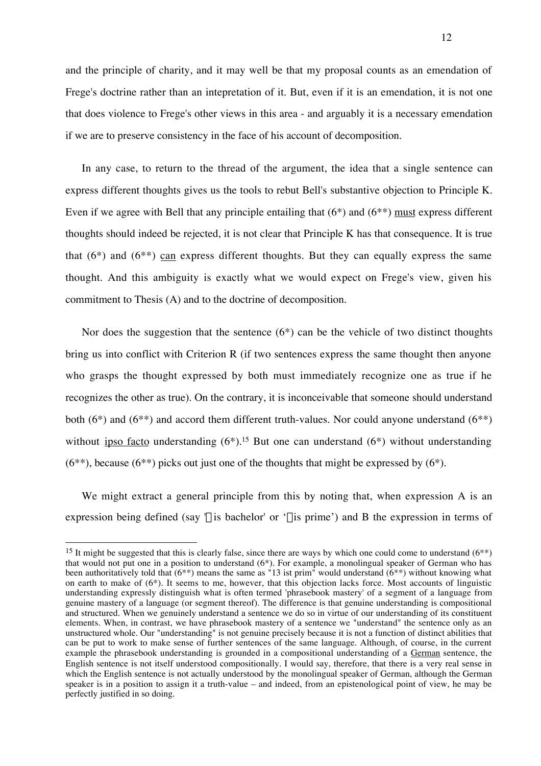and the principle of charity, and it may well be that my proposal counts as an emendation of Frege's doctrine rather than an intepretation of it. But, even if it is an emendation, it is not one that does violence to Frege's other views in this area - and arguably it is a necessary emendation if we are to preserve consistency in the face of his account of decomposition.

In any case, to return to the thread of the argument, the idea that a single sentence can express different thoughts gives us the tools to rebut Bell's substantive objection to Principle K. Even if we agree with Bell that any principle entailing that (6*) and (6**) <u>must</u> express different thoughts should indeed be rejected, it is not clear that Principle K has that consequence. It is true that (6*) and (6**) <u>can</u> express different thoughts. But they can equally express the same thought. And this ambiguity is exactly what we would expect on Frege's view, given his commitment to Thesis (A) and to the doctrine of decomposition.

Nor does the suggestion that the sentence (6*) can be the vehicle of two distinct thoughts bring us into conflict with Criterion R (if two sentences express the same thought then anyone who grasps the thought expressed by both must immediately recognize one as true if he recognizes the other as true). On the contrary, it is inconceivable that someone should understand both (6*) and (6**) and accord them different truth-values. Nor could anyone understand (6**) without <u>ipso facto</u> understanding (6*).[15] But one can understand (6*) without understanding (6**), because (6**) picks out just one of the thoughts that might be expressed by (6*).

We might extract a general principle from this by noting that, when expression A is an expression being defined (say '$\xi$ is bachelor' or '$\xi$ is prime') and B the expression in terms of

---

[15] It might be suggested that this is clearly false, since there are ways by which one could come to understand (6**) that would not put one in a position to understand (6*). For example, a monolingual speaker of German who has been authoritatively told that (6**) means the same as "13 ist prim" would understand (6**) without knowing what on earth to make of (6*). It seems to me, however, that this objection lacks force. Most accounts of linguistic understanding expressly distinguish what is often termed 'phrasebook mastery' of a segment of a language from genuine mastery of a language (or segment thereof). The difference is that genuine understanding is compositional and structured. When we genuinely understand a sentence we do so in virtue of our understanding of its constituent elements. When, in contrast, we have phrasebook mastery of a sentence we "understand" the sentence only as an unstructured whole. Our "understanding" is not genuine precisely because it is not a function of distinct abilities that can be put to work to make sense of further sentences of the same language. Although, of course, in the current example the phrasebook understanding is grounded in a compositional understanding of a <u>German</u> sentence, the English sentence is not itself understood compositionally. I would say, therefore, that there is a very real sense in which the English sentence is not actually understood by the monolingual speaker of German, although the German speaker is in a position to assign it a truth-value – and indeed, from an epistenological point of view, he may be perfectly justified in so doing.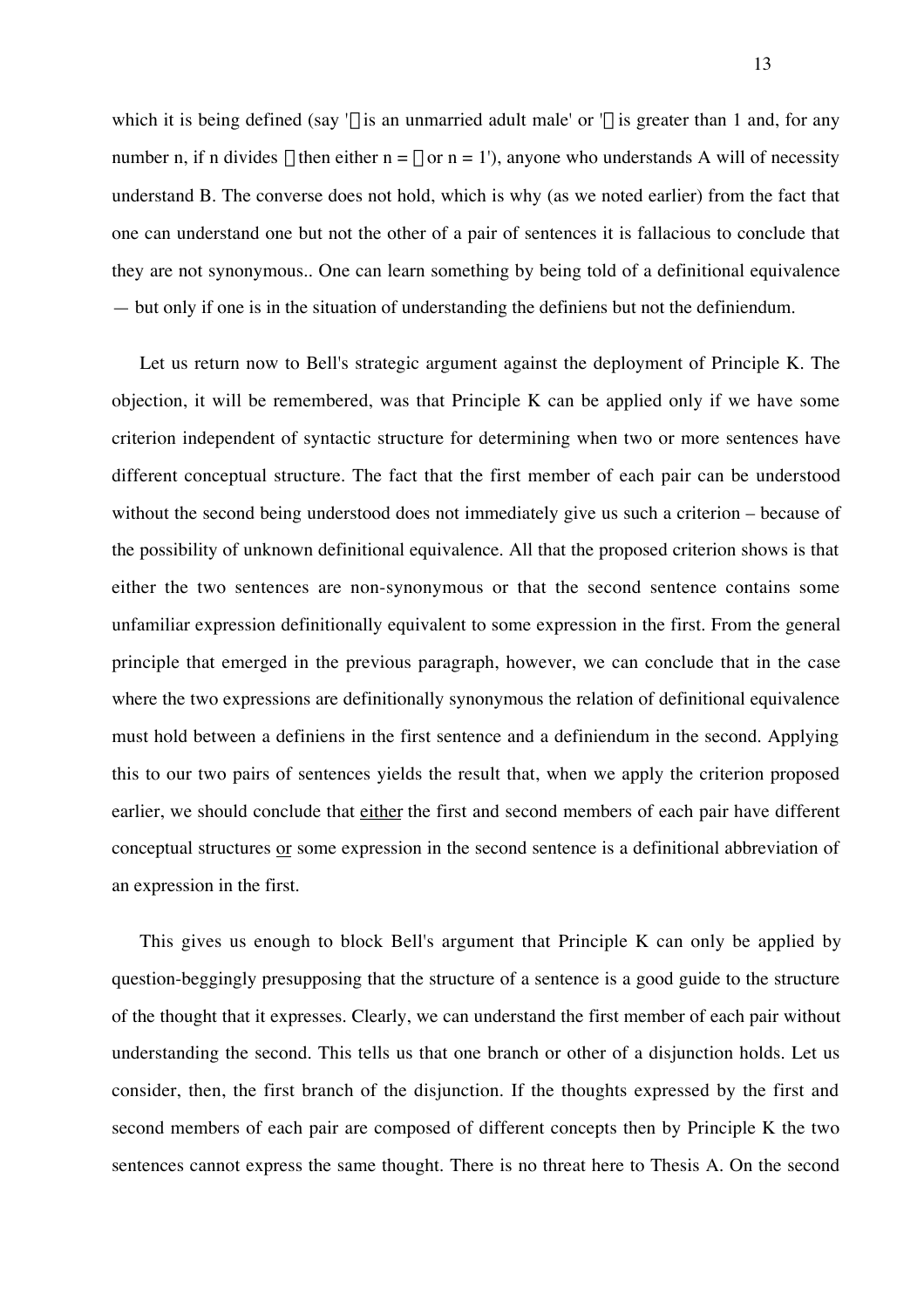which it is being defined (say '□ is an unmarried adult male' or '□ is greater than 1 and, for any number n, if n divides □ then either n = □ or n = 1'), anyone who understands A will of necessity understand B. The converse does not hold, which is why (as we noted earlier) from the fact that one can understand one but not the other of a pair of sentences it is fallacious to conclude that they are not synonymous.. One can learn something by being told of a definitional equivalence — but only if one is in the situation of understanding the definiens but not the definiendum.

Let us return now to Bell's strategic argument against the deployment of Principle K. The objection, it will be remembered, was that Principle K can be applied only if we have some criterion independent of syntactic structure for determining when two or more sentences have different conceptual structure. The fact that the first member of each pair can be understood without the second being understood does not immediately give us such a criterion – because of the possibility of unknown definitional equivalence. All that the proposed criterion shows is that either the two sentences are non-synonymous or that the second sentence contains some unfamiliar expression definitionally equivalent to some expression in the first. From the general principle that emerged in the previous paragraph, however, we can conclude that in the case where the two expressions are definitionally synonymous the relation of definitional equivalence must hold between a definiens in the first sentence and a definiendum in the second. Applying this to our two pairs of sentences yields the result that, when we apply the criterion proposed earlier, we should conclude that _either_ the first and second members of each pair have different conceptual structures _or_ some expression in the second sentence is a definitional abbreviation of an expression in the first.

This gives us enough to block Bell's argument that Principle K can only be applied by question-beggingly presupposing that the structure of a sentence is a good guide to the structure of the thought that it expresses. Clearly, we can understand the first member of each pair without understanding the second. This tells us that one branch or other of a disjunction holds. Let us consider, then, the first branch of the disjunction. If the thoughts expressed by the first and second members of each pair are composed of different concepts then by Principle K the two sentences cannot express the same thought. There is no threat here to Thesis A. On the second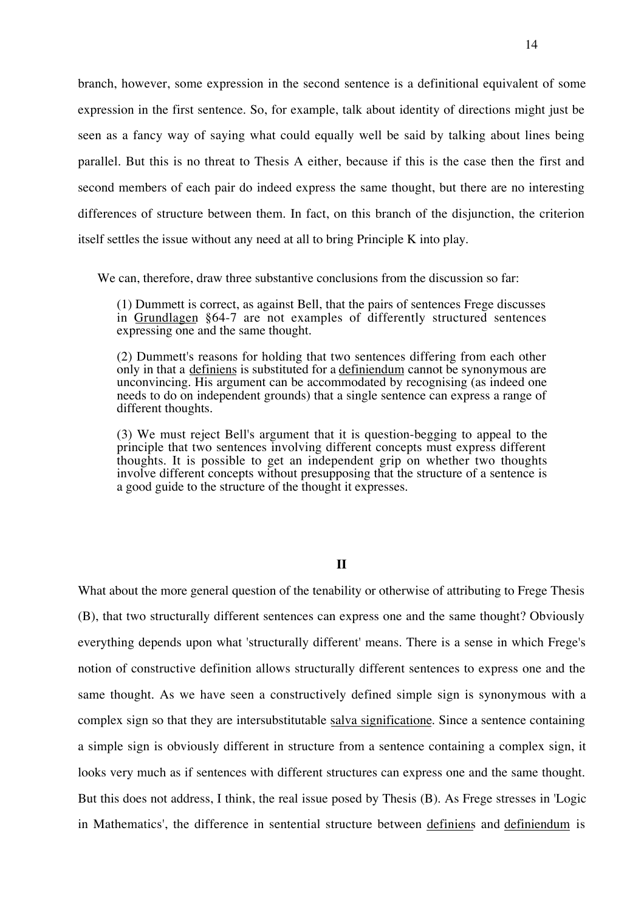branch, however, some expression in the second sentence is a definitional equivalent of some expression in the first sentence. So, for example, talk about identity of directions might just be seen as a fancy way of saying what could equally well be said by talking about lines being parallel. But this is no threat to Thesis A either, because if this is the case then the first and second members of each pair do indeed express the same thought, but there are no interesting differences of structure between them. In fact, on this branch of the disjunction, the criterion itself settles the issue without any need at all to bring Principle K into play.

We can, therefore, draw three substantive conclusions from the discussion so far:

> (1) Dummett is correct, as against Bell, that the pairs of sentences Frege discusses in Grundlagen §64-7 are not examples of differently structured sentences expressing one and the same thought.
>
> (2) Dummett's reasons for holding that two sentences differing from each other only in that a definiens is substituted for a definiendum cannot be synonymous are unconvincing. His argument can be accommodated by recognising (as indeed one needs to do on independent grounds) that a single sentence can express a range of different thoughts.
>
> (3) We must reject Bell's argument that it is question-begging to appeal to the principle that two sentences involving different concepts must express different thoughts. It is possible to get an independent grip on whether two thoughts involve different concepts without presupposing that the structure of a sentence is a good guide to the structure of the thought it expresses.

## II

What about the more general question of the tenability or otherwise of attributing to Frege Thesis (B), that two structurally different sentences can express one and the same thought? Obviously everything depends upon what 'structurally different' means. There is a sense in which Frege's notion of constructive definition allows structurally different sentences to express one and the same thought. As we have seen a constructively defined simple sign is synonymous with a complex sign so that they are intersubstitutable salva significatione. Since a sentence containing a simple sign is obviously different in structure from a sentence containing a complex sign, it looks very much as if sentences with different structures can express one and the same thought. But this does not address, I think, the real issue posed by Thesis (B). As Frege stresses in 'Logic in Mathematics', the difference in sentential structure between definiens and definiendum is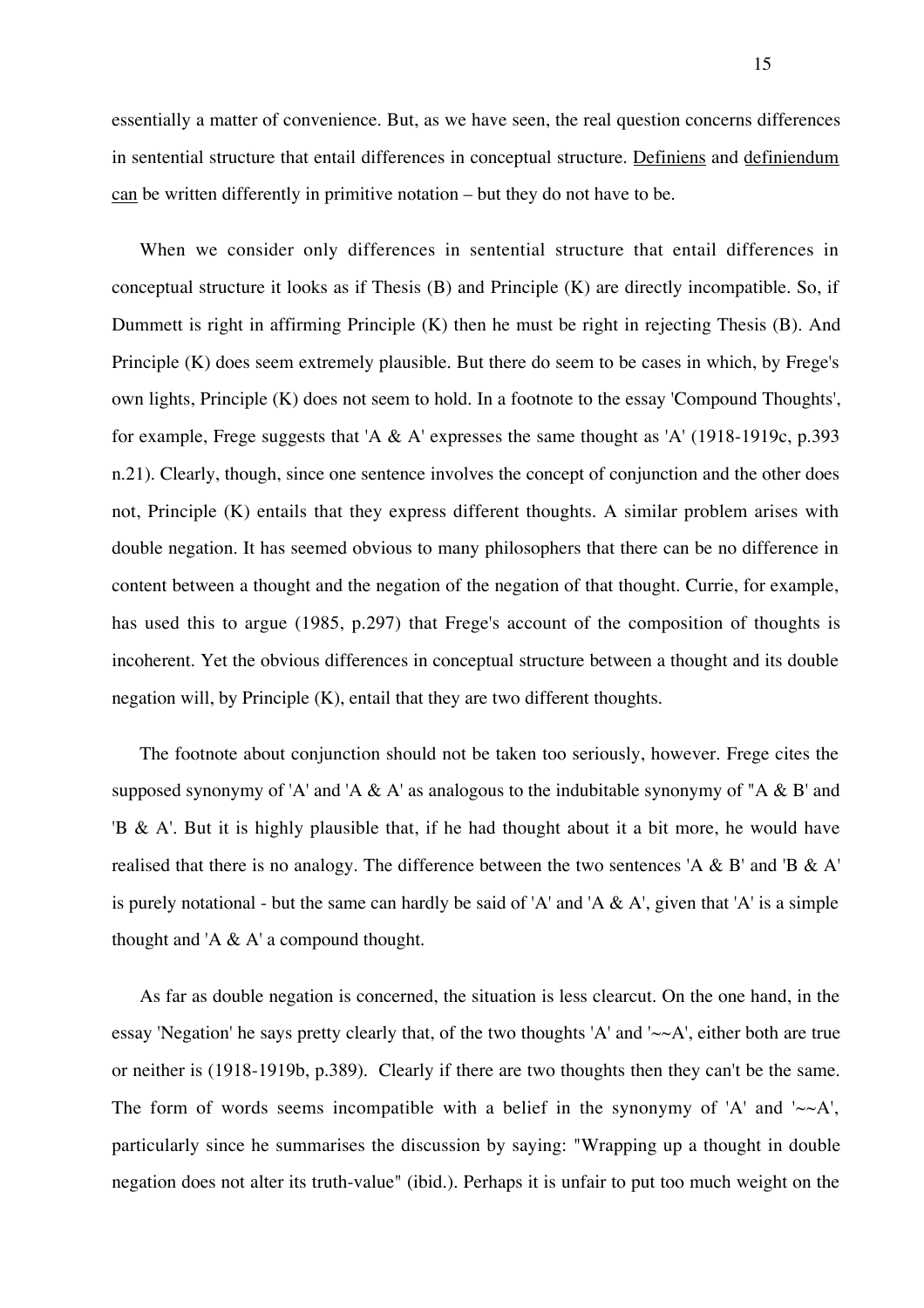essentially a matter of convenience. But, as we have seen, the real question concerns differences in sentential structure that entail differences in conceptual structure. Definiens and definiendum can be written differently in primitive notation – but they do not have to be.

When we consider only differences in sentential structure that entail differences in conceptual structure it looks as if Thesis (B) and Principle (K) are directly incompatible. So, if Dummett is right in affirming Principle (K) then he must be right in rejecting Thesis (B). And Principle (K) does seem extremely plausible. But there do seem to be cases in which, by Frege's own lights, Principle (K) does not seem to hold. In a footnote to the essay 'Compound Thoughts', for example, Frege suggests that 'A & A' expresses the same thought as 'A' (1918-1919c, p.393 n.21). Clearly, though, since one sentence involves the concept of conjunction and the other does not, Principle (K) entails that they express different thoughts. A similar problem arises with double negation. It has seemed obvious to many philosophers that there can be no difference in content between a thought and the negation of the negation of that thought. Currie, for example, has used this to argue (1985, p.297) that Frege's account of the composition of thoughts is incoherent. Yet the obvious differences in conceptual structure between a thought and its double negation will, by Principle (K), entail that they are two different thoughts.

The footnote about conjunction should not be taken too seriously, however. Frege cites the supposed synonymy of 'A' and 'A & A' as analogous to the indubitable synonymy of "A & B' and 'B & A'. But it is highly plausible that, if he had thought about it a bit more, he would have realised that there is no analogy. The difference between the two sentences 'A & B' and 'B & A' is purely notational - but the same can hardly be said of 'A' and 'A & A', given that 'A' is a simple thought and 'A & A' a compound thought.

As far as double negation is concerned, the situation is less clearcut. On the one hand, in the essay 'Negation' he says pretty clearly that, of the two thoughts 'A' and '~~A', either both are true or neither is (1918-1919b, p.389). Clearly if there are two thoughts then they can't be the same. The form of words seems incompatible with a belief in the synonymy of 'A' and '~~A', particularly since he summarises the discussion by saying: "Wrapping up a thought in double negation does not alter its truth-value" (ibid.). Perhaps it is unfair to put too much weight on the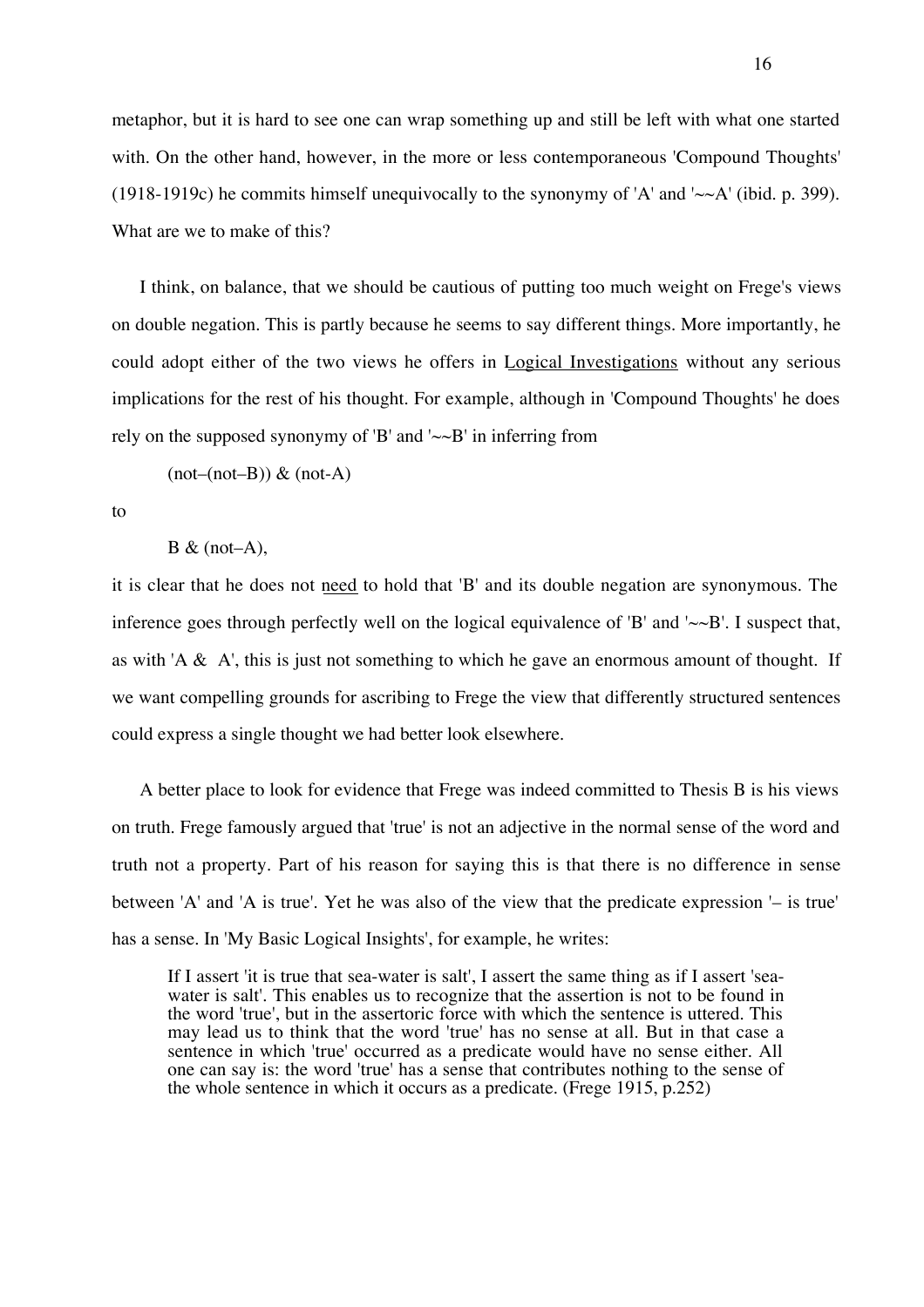metaphor, but it is hard to see one can wrap something up and still be left with what one started with. On the other hand, however, in the more or less contemporaneous 'Compound Thoughts' (1918-1919c) he commits himself unequivocally to the synonymy of 'A' and '~~A' (ibid. p. 399). What are we to make of this?

I think, on balance, that we should be cautious of putting too much weight on Frege's views on double negation. This is partly because he seems to say different things. More importantly, he could adopt either of the two views he offers in Logical Investigations without any serious implications for the rest of his thought. For example, although in 'Compound Thoughts' he does rely on the supposed synonymy of 'B' and '~~B' in inferring from

(not–(not–B)) & (not-A)

to

B & (not–A),

it is clear that he does not need to hold that 'B' and its double negation are synonymous. The inference goes through perfectly well on the logical equivalence of 'B' and '~~B'. I suspect that, as with 'A & A', this is just not something to which he gave an enormous amount of thought. If we want compelling grounds for ascribing to Frege the view that differently structured sentences could express a single thought we had better look elsewhere.

A better place to look for evidence that Frege was indeed committed to Thesis B is his views on truth. Frege famously argued that 'true' is not an adjective in the normal sense of the word and truth not a property. Part of his reason for saying this is that there is no difference in sense between 'A' and 'A is true'. Yet he was also of the view that the predicate expression '– is true' has a sense. In 'My Basic Logical Insights', for example, he writes:

> If I assert 'it is true that sea-water is salt', I assert the same thing as if I assert 'sea-water is salt'. This enables us to recognize that the assertion is not to be found in the word 'true', but in the assertoric force with which the sentence is uttered. This may lead us to think that the word 'true' has no sense at all. But in that case a sentence in which 'true' occurred as a predicate would have no sense either. All one can say is: the word 'true' has a sense that contributes nothing to the sense of the whole sentence in which it occurs as a predicate. (Frege 1915, p.252)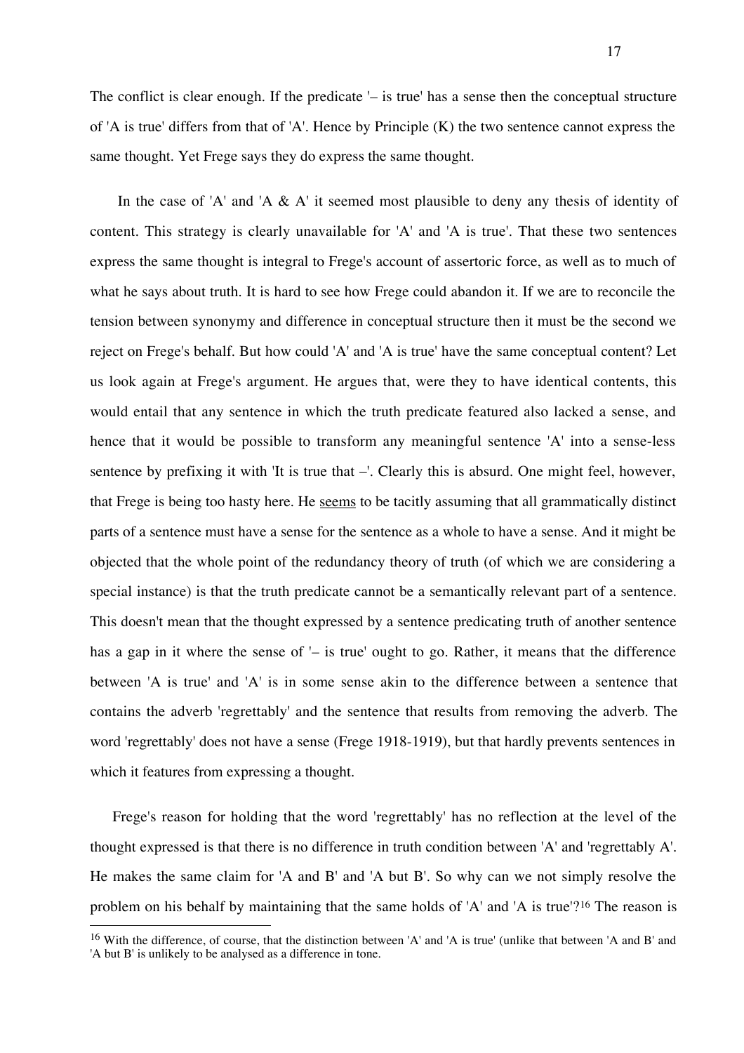The conflict is clear enough. If the predicate '– is true' has a sense then the conceptual structure of 'A is true' differs from that of 'A'. Hence by Principle (K) the two sentence cannot express the same thought. Yet Frege says they do express the same thought.

In the case of 'A' and 'A & A' it seemed most plausible to deny any thesis of identity of content. This strategy is clearly unavailable for 'A' and 'A is true'. That these two sentences express the same thought is integral to Frege's account of assertoric force, as well as to much of what he says about truth. It is hard to see how Frege could abandon it. If we are to reconcile the tension between synonymy and difference in conceptual structure then it must be the second we reject on Frege's behalf. But how could 'A' and 'A is true' have the same conceptual content? Let us look again at Frege's argument. He argues that, were they to have identical contents, this would entail that any sentence in which the truth predicate featured also lacked a sense, and hence that it would be possible to transform any meaningful sentence 'A' into a sense-less sentence by prefixing it with 'It is true that –'. Clearly this is absurd. One might feel, however, that Frege is being too hasty here. He <u>seems</u> to be tacitly assuming that all grammatically distinct parts of a sentence must have a sense for the sentence as a whole to have a sense. And it might be objected that the whole point of the redundancy theory of truth (of which we are considering a special instance) is that the truth predicate cannot be a semantically relevant part of a sentence. This doesn't mean that the thought expressed by a sentence predicating truth of another sentence has a gap in it where the sense of '– is true' ought to go. Rather, it means that the difference between 'A is true' and 'A' is in some sense akin to the difference between a sentence that contains the adverb 'regrettably' and the sentence that results from removing the adverb. The word 'regrettably' does not have a sense (Frege 1918-1919), but that hardly prevents sentences in which it features from expressing a thought.

Frege's reason for holding that the word 'regrettably' has no reflection at the level of the thought expressed is that there is no difference in truth condition between 'A' and 'regrettably A'. He makes the same claim for 'A and B' and 'A but B'. So why can we not simply resolve the problem on his behalf by maintaining that the same holds of 'A' and 'A is true'?[16] The reason is

[16] With the difference, of course, that the distinction between 'A' and 'A is true' (unlike that between 'A and B' and 'A but B' is unlikely to be analysed as a difference in tone.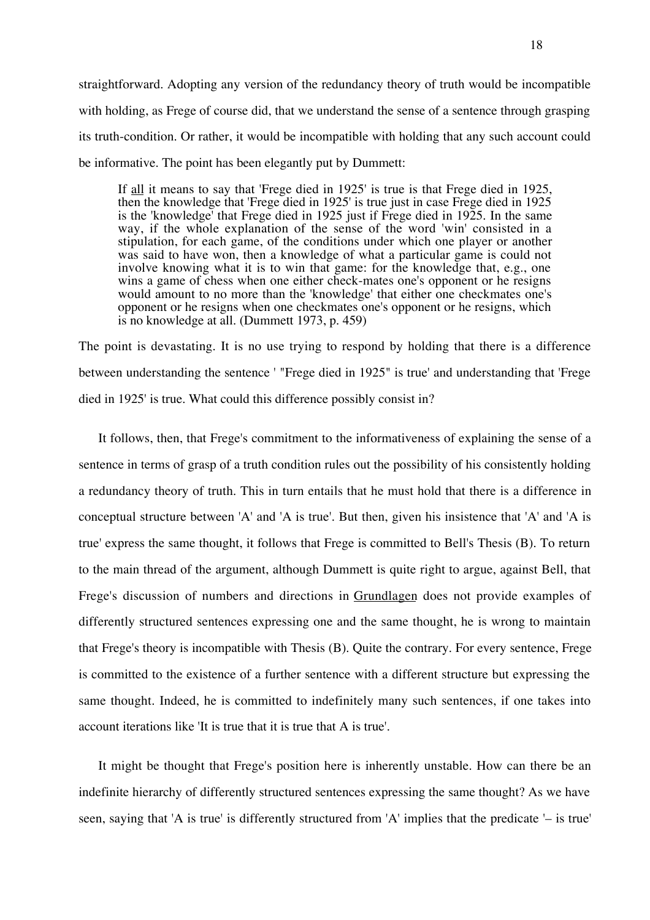straightforward. Adopting any version of the redundancy theory of truth would be incompatible with holding, as Frege of course did, that we understand the sense of a sentence through grasping its truth-condition. Or rather, it would be incompatible with holding that any such account could be informative. The point has been elegantly put by Dummett:

> If all it means to say that 'Frege died in 1925' is true is that Frege died in 1925, then the knowledge that 'Frege died in 1925' is true just in case Frege died in 1925 is the 'knowledge' that Frege died in 1925 just if Frege died in 1925. In the same way, if the whole explanation of the sense of the word 'win' consisted in a stipulation, for each game, of the conditions under which one player or another was said to have won, then a knowledge of what a particular game is could not involve knowing what it is to win that game: for the knowledge that, e.g., one wins a game of chess when one either check-mates one's opponent or he resigns would amount to no more than the 'knowledge' that either one checkmates one's opponent or he resigns when one checkmates one's opponent or he resigns, which is no knowledge at all. (Dummett 1973, p. 459)

The point is devastating. It is no use trying to respond by holding that there is a difference between understanding the sentence ' "Frege died in 1925" is true' and understanding that 'Frege died in 1925' is true. What could this difference possibly consist in?

It follows, then, that Frege's commitment to the informativeness of explaining the sense of a sentence in terms of grasp of a truth condition rules out the possibility of his consistently holding a redundancy theory of truth. This in turn entails that he must hold that there is a difference in conceptual structure between 'A' and 'A is true'. But then, given his insistence that 'A' and 'A is true' express the same thought, it follows that Frege is committed to Bell's Thesis (B). To return to the main thread of the argument, although Dummett is quite right to argue, against Bell, that Frege's discussion of numbers and directions in Grundlagen does not provide examples of differently structured sentences expressing one and the same thought, he is wrong to maintain that Frege's theory is incompatible with Thesis (B). Quite the contrary. For every sentence, Frege is committed to the existence of a further sentence with a different structure but expressing the same thought. Indeed, he is committed to indefinitely many such sentences, if one takes into account iterations like 'It is true that it is true that A is true'.

It might be thought that Frege's position here is inherently unstable. How can there be an indefinite hierarchy of differently structured sentences expressing the same thought? As we have seen, saying that 'A is true' is differently structured from 'A' implies that the predicate '– is true'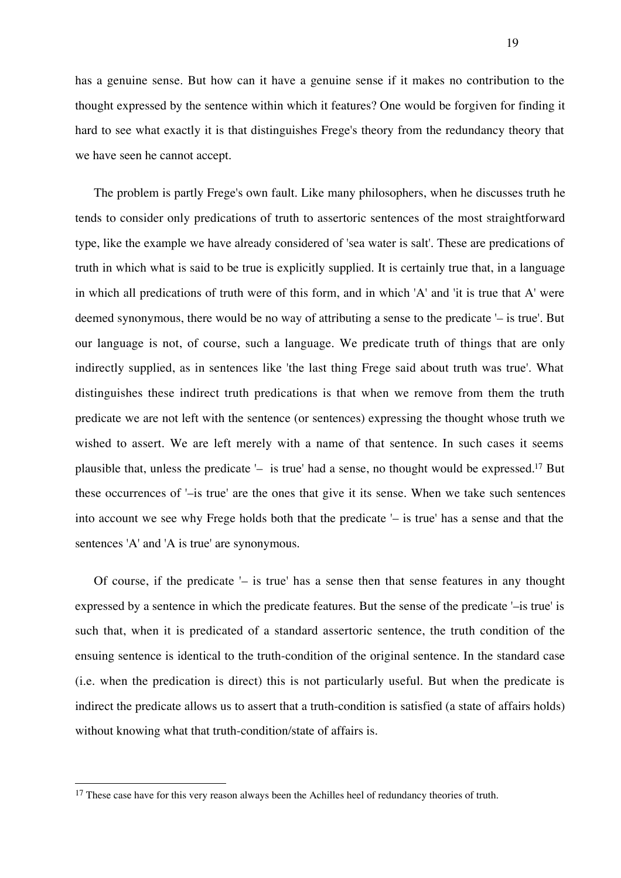has a genuine sense. But how can it have a genuine sense if it makes no contribution to the thought expressed by the sentence within which it features? One would be forgiven for finding it hard to see what exactly it is that distinguishes Frege's theory from the redundancy theory that we have seen he cannot accept.

The problem is partly Frege's own fault. Like many philosophers, when he discusses truth he tends to consider only predications of truth to assertoric sentences of the most straightforward type, like the example we have already considered of 'sea water is salt'. These are predications of truth in which what is said to be true is explicitly supplied. It is certainly true that, in a language in which all predications of truth were of this form, and in which 'A' and 'it is true that A' were deemed synonymous, there would be no way of attributing a sense to the predicate '– is true'. But our language is not, of course, such a language. We predicate truth of things that are only indirectly supplied, as in sentences like 'the last thing Frege said about truth was true'. What distinguishes these indirect truth predications is that when we remove from them the truth predicate we are not left with the sentence (or sentences) expressing the thought whose truth we wished to assert. We are left merely with a name of that sentence. In such cases it seems plausible that, unless the predicate '– is true' had a sense, no thought would be expressed.[17] But these occurrences of '–is true' are the ones that give it its sense. When we take such sentences into account we see why Frege holds both that the predicate '– is true' has a sense and that the sentences 'A' and 'A is true' are synonymous.

Of course, if the predicate '– is true' has a sense then that sense features in any thought expressed by a sentence in which the predicate features. But the sense of the predicate '–is true' is such that, when it is predicated of a standard assertoric sentence, the truth condition of the ensuing sentence is identical to the truth-condition of the original sentence. In the standard case (i.e. when the predication is direct) this is not particularly useful. But when the predicate is indirect the predicate allows us to assert that a truth-condition is satisfied (a state of affairs holds) without knowing what that truth-condition/state of affairs is.

---

[17] These case have for this very reason always been the Achilles heel of redundancy theories of truth.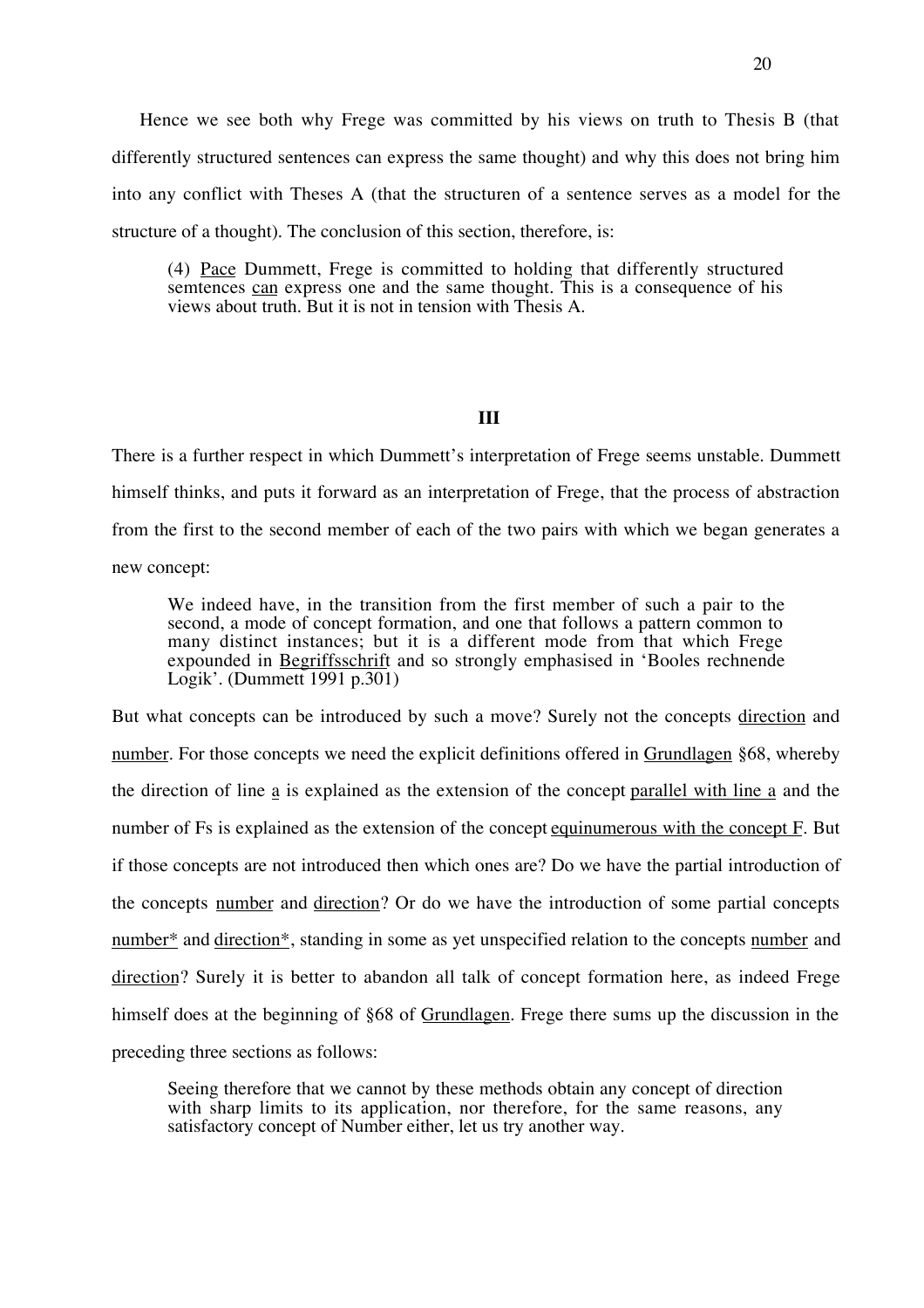Hence we see both why Frege was committed by his views on truth to Thesis B (that differently structured sentences can express the same thought) and why this does not bring him into any conflict with Theses A (that the structuren of a sentence serves as a model for the structure of a thought). The conclusion of this section, therefore, is:

> (4) Pace Dummett, Frege is committed to holding that differently structured semtences can express one and the same thought. This is a consequence of his views about truth. But it is not in tension with Thesis A.

## III

There is a further respect in which Dummett's interpretation of Frege seems unstable. Dummett himself thinks, and puts it forward as an interpretation of Frege, that the process of abstraction from the first to the second member of each of the two pairs with which we began generates a new concept:

> We indeed have, in the transition from the first member of such a pair to the second, a mode of concept formation, and one that follows a pattern common to many distinct instances; but it is a different mode from that which Frege expounded in Begriffsschrift and so strongly emphasised in 'Booles rechnende Logik'. (Dummett 1991 p.301)

But what concepts can be introduced by such a move? Surely not the concepts direction and number. For those concepts we need the explicit definitions offered in Grundlagen §68, whereby the direction of line a is explained as the extension of the concept parallel with line a and the number of Fs is explained as the extension of the concept equinumerous with the concept F. But if those concepts are not introduced then which ones are? Do we have the partial introduction of the concepts number and direction? Or do we have the introduction of some partial concepts number* and direction*, standing in some as yet unspecified relation to the concepts number and direction? Surely it is better to abandon all talk of concept formation here, as indeed Frege himself does at the beginning of §68 of Grundlagen. Frege there sums up the discussion in the preceding three sections as follows:

> Seeing therefore that we cannot by these methods obtain any concept of direction with sharp limits to its application, nor therefore, for the same reasons, any satisfactory concept of Number either, let us try another way.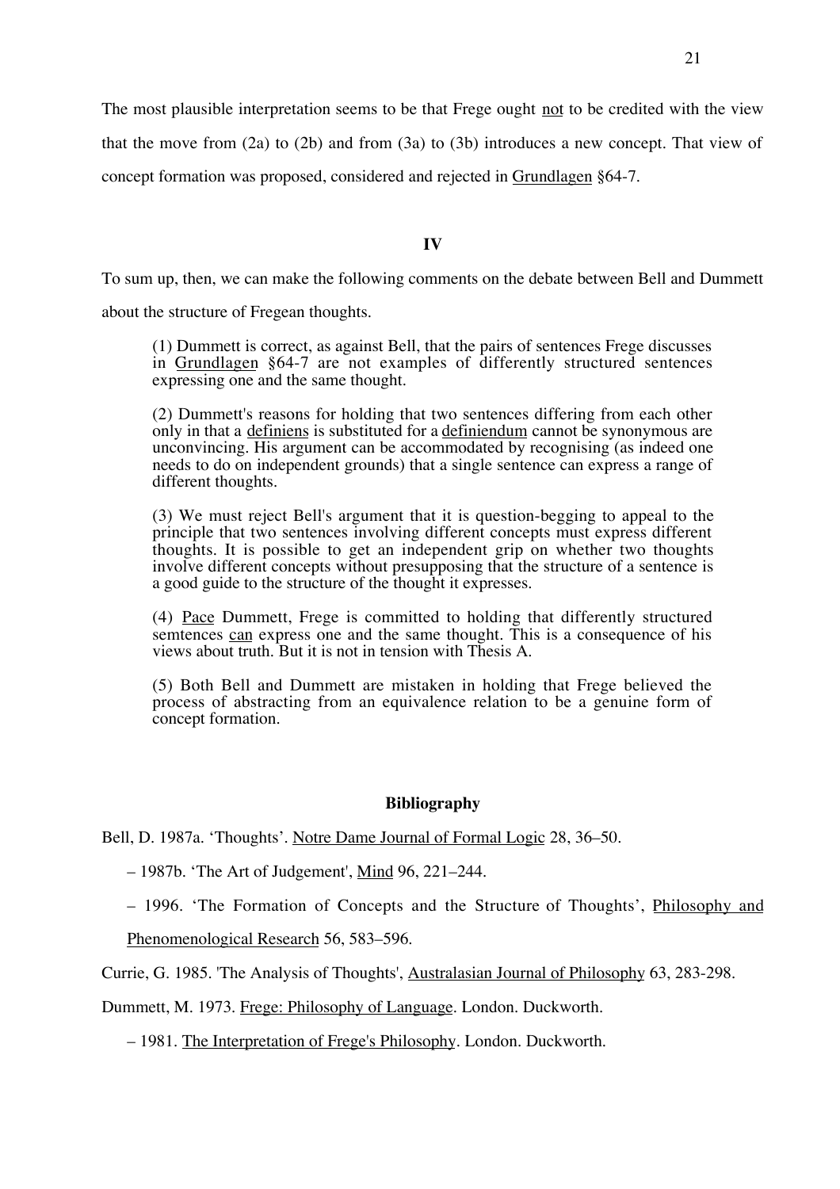The most plausible interpretation seems to be that Frege ought _not_ to be credited with the view that the move from (2a) to (2b) and from (3a) to (3b) introduces a new concept. That view of concept formation was proposed, considered and rejected in _Grundlagen_ §64-7.

## IV

To sum up, then, we can make the following comments on the debate between Bell and Dummett about the structure of Fregean thoughts.

> (1) Dummett is correct, as against Bell, that the pairs of sentences Frege discusses in _Grundlagen_ §64-7 are not examples of differently structured sentences expressing one and the same thought.
>
> (2) Dummett's reasons for holding that two sentences differing from each other only in that a _definiens_ is substituted for a _definiendum_ cannot be synonymous are unconvincing. His argument can be accommodated by recognising (as indeed one needs to do on independent grounds) that a single sentence can express a range of different thoughts.
>
> (3) We must reject Bell's argument that it is question-begging to appeal to the principle that two sentences involving different concepts must express different thoughts. It is possible to get an independent grip on whether two thoughts involve different concepts without presupposing that the structure of a sentence is a good guide to the structure of the thought it expresses.
>
> (4) _Pace_ Dummett, Frege is committed to holding that differently structured semtences _can_ express one and the same thought. This is a consequence of his views about truth. But it is not in tension with Thesis A.
>
> (5) Both Bell and Dummett are mistaken in holding that Frege believed the process of abstracting from an equivalence relation to be a genuine form of concept formation.

## Bibliography

Bell, D. 1987a. 'Thoughts'. _Notre Dame Journal of Formal Logic_ 28, 36–50.

– 1987b. 'The Art of Judgement', _Mind_ 96, 221–244.

– 1996. 'The Formation of Concepts and the Structure of Thoughts', _Philosophy and Phenomenological Research_ 56, 583–596.

Currie, G. 1985. 'The Analysis of Thoughts', _Australasian Journal of Philosophy_ 63, 283-298.

Dummett, M. 1973. _Frege: Philosophy of Language_. London. Duckworth.

– 1981. _The Interpretation of Frege's Philosophy_. London. Duckworth.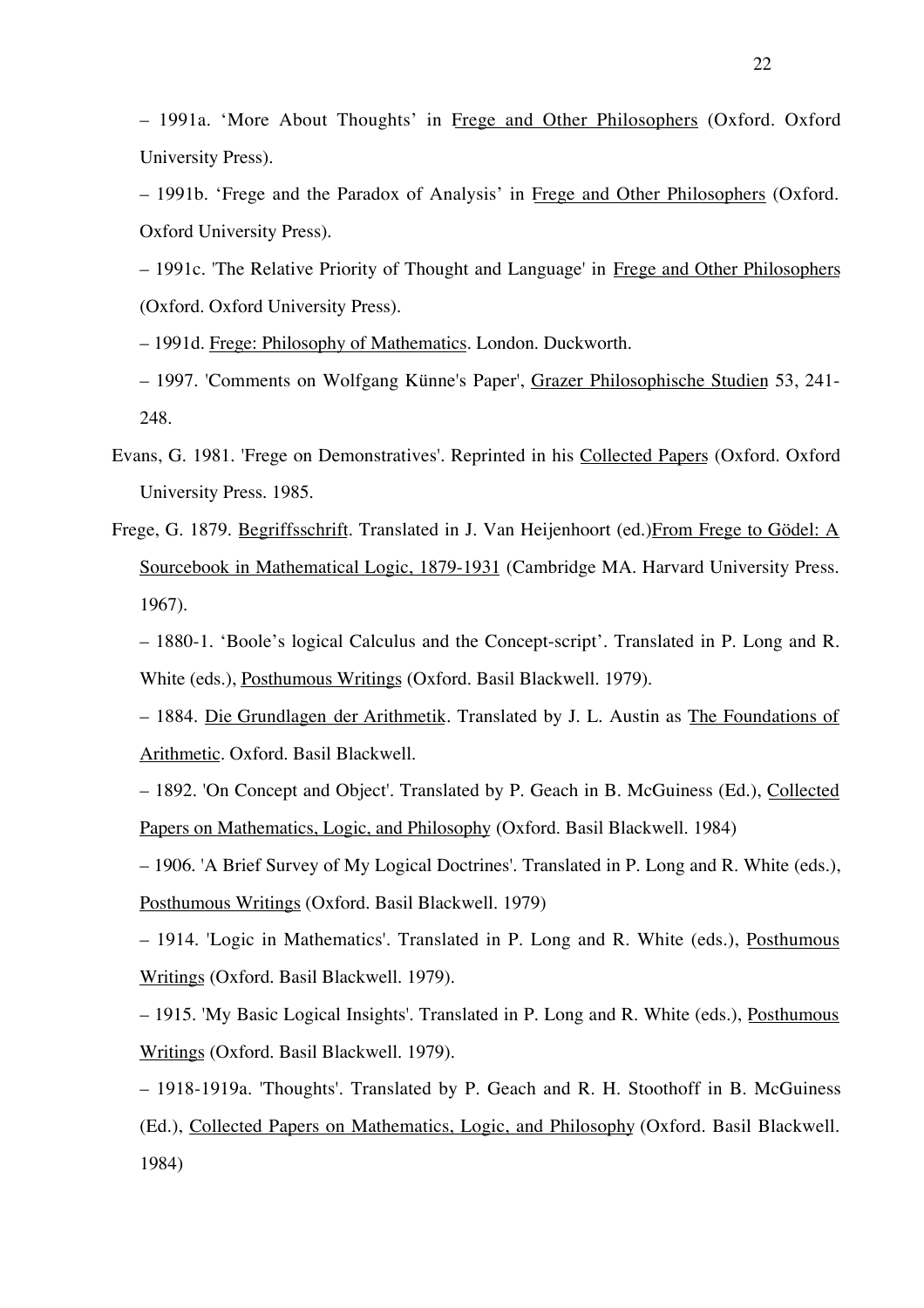– 1991a. ‘More About Thoughts’ in <u>Frege and Other Philosophers</u> (Oxford. Oxford University Press).

– 1991b. ‘Frege and the Paradox of Analysis’ in <u>Frege and Other Philosophers</u> (Oxford. Oxford University Press).

– 1991c. 'The Relative Priority of Thought and Language' in <u>Frege and Other Philosophers</u> (Oxford. Oxford University Press).

– 1991d. <u>Frege: Philosophy of Mathematics</u>. London. Duckworth.

– 1997. 'Comments on Wolfgang Künne's Paper', <u>Grazer Philosophische Studien</u> 53, 241-248.

Evans, G. 1981. 'Frege on Demonstratives'. Reprinted in his <u>Collected Papers</u> (Oxford. Oxford University Press. 1985.

Frege, G. 1879. <u>Begriffsschrift</u>. Translated in J. Van Heijenhoort (ed.)<u>From Frege to Gödel: A Sourcebook in Mathematical Logic, 1879-1931</u> (Cambridge MA. Harvard University Press. 1967).

– 1880-1. ‘Boole’s logical Calculus and the Concept-script’. Translated in P. Long and R. White (eds.), <u>Posthumous Writings</u> (Oxford. Basil Blackwell. 1979).

– 1884. <u>Die Grundlagen der Arithmetik</u>. Translated by J. L. Austin as <u>The Foundations of Arithmetic</u>. Oxford. Basil Blackwell.

– 1892. 'On Concept and Object'. Translated by P. Geach in B. McGuiness (Ed.), <u>Collected Papers on Mathematics, Logic, and Philosophy</u> (Oxford. Basil Blackwell. 1984)

– 1906. 'A Brief Survey of My Logical Doctrines'. Translated in P. Long and R. White (eds.), <u>Posthumous Writings</u> (Oxford. Basil Blackwell. 1979)

– 1914. 'Logic in Mathematics'. Translated in P. Long and R. White (eds.), <u>Posthumous Writings</u> (Oxford. Basil Blackwell. 1979).

– 1915. 'My Basic Logical Insights'. Translated in P. Long and R. White (eds.), <u>Posthumous Writings</u> (Oxford. Basil Blackwell. 1979).

– 1918-1919a. 'Thoughts'. Translated by P. Geach and R. H. Stoothoff in B. McGuiness (Ed.), <u>Collected Papers on Mathematics, Logic, and Philosophy</u> (Oxford. Basil Blackwell. 1984)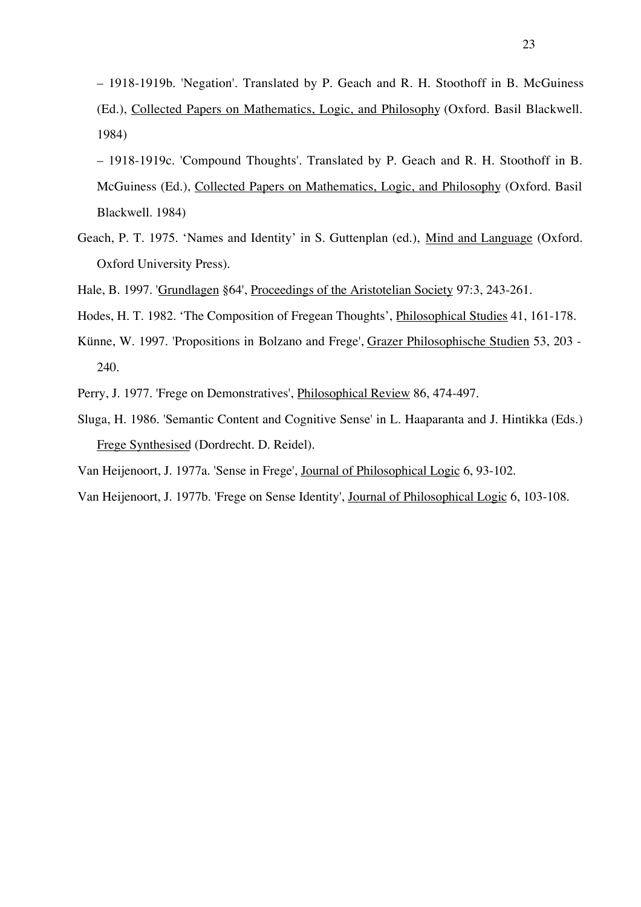– 1918-1919b. 'Negation'. Translated by P. Geach and R. H. Stoothoff in B. McGuiness (Ed.), Collected Papers on Mathematics, Logic, and Philosophy (Oxford. Basil Blackwell. 1984)

– 1918-1919c. 'Compound Thoughts'. Translated by P. Geach and R. H. Stoothoff in B. McGuiness (Ed.), Collected Papers on Mathematics, Logic, and Philosophy (Oxford. Basil Blackwell. 1984)

Geach, P. T. 1975. 'Names and Identity' in S. Guttenplan (ed.), Mind and Language (Oxford. Oxford University Press).

Hale, B. 1997. 'Grundlagen §64', Proceedings of the Aristotelian Society 97:3, 243-261.

Hodes, H. T. 1982. 'The Composition of Fregean Thoughts', Philosophical Studies 41, 161-178.

Künne, W. 1997. 'Propositions in Bolzano and Frege', Grazer Philosophische Studien 53, 203 - 240.

Perry, J. 1977. 'Frege on Demonstratives', Philosophical Review 86, 474-497.

Sluga, H. 1986. 'Semantic Content and Cognitive Sense' in L. Haaparanta and J. Hintikka (Eds.) Frege Synthesised (Dordrecht. D. Reidel).

Van Heijenoort, J. 1977a. 'Sense in Frege', Journal of Philosophical Logic 6, 93-102.

Van Heijenoort, J. 1977b. 'Frege on Sense Identity', Journal of Philosophical Logic 6, 103-108.